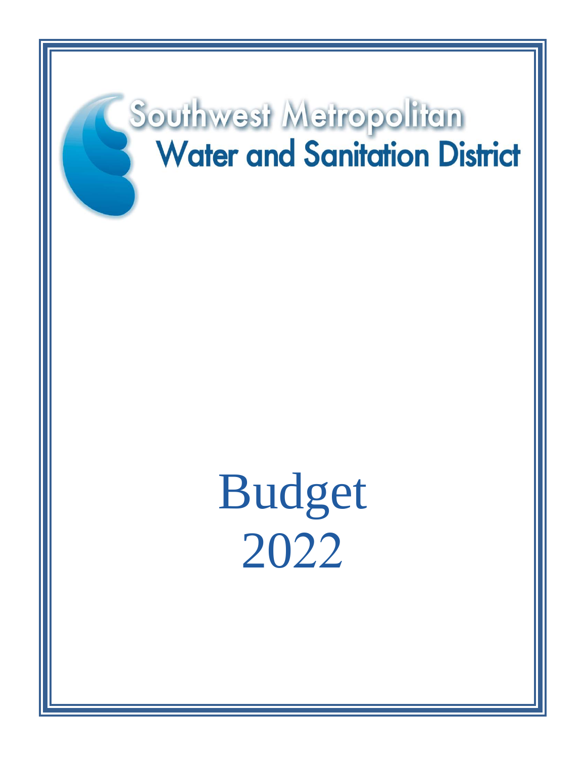# Southwest Metropolitan Water and Sanitation District

# Budget 2022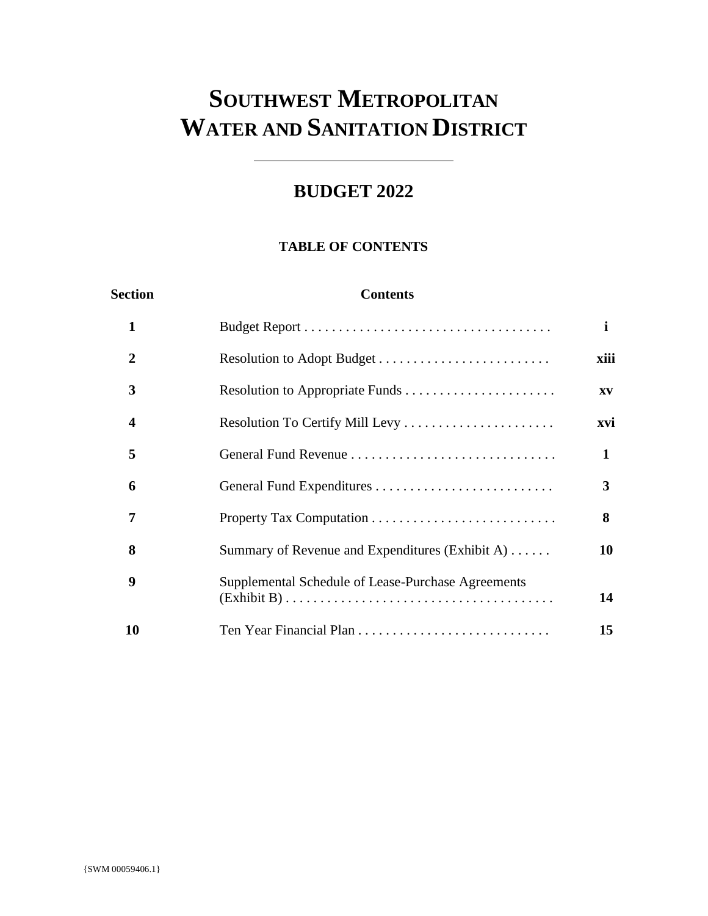# SOUTHWEST METROPOLITAN WATER AND SANITATION DISTRICT

---

## BUDGET 2022

### TABLE OF CONTENTS

| Section | Contents | |
|---|---|---|
| **1** | Budget Report . . . . . . . . . . . . . . . . . . . . . . . . . . . . . . . . . . . . | **i** |
| **2** | Resolution to Adopt Budget . . . . . . . . . . . . . . . . . . . . . . . . . | **xiii** |
| **3** | Resolution to Appropriate Funds . . . . . . . . . . . . . . . . . . . . . . | **xv** |
| **4** | Resolution To Certify Mill Levy . . . . . . . . . . . . . . . . . . . . . . | **xvi** |
| **5** | General Fund Revenue . . . . . . . . . . . . . . . . . . . . . . . . . . . . . . | **1** |
| **6** | General Fund Expenditures . . . . . . . . . . . . . . . . . . . . . . . . . . | **3** |
| **7** | Property Tax Computation . . . . . . . . . . . . . . . . . . . . . . . . . . . | **8** |
| **8** | Summary of Revenue and Expenditures (Exhibit A) . . . . . . | **10** |
| **9** | Supplemental Schedule of Lease-Purchase Agreements (Exhibit B) . . . . . . . . . . . . . . . . . . . . . . . . . . . . . . . . . . . . . . | **14** |
| **10** | Ten Year Financial Plan . . . . . . . . . . . . . . . . . . . . . . . . . . . . | **15** |

{SWM 00059406.1}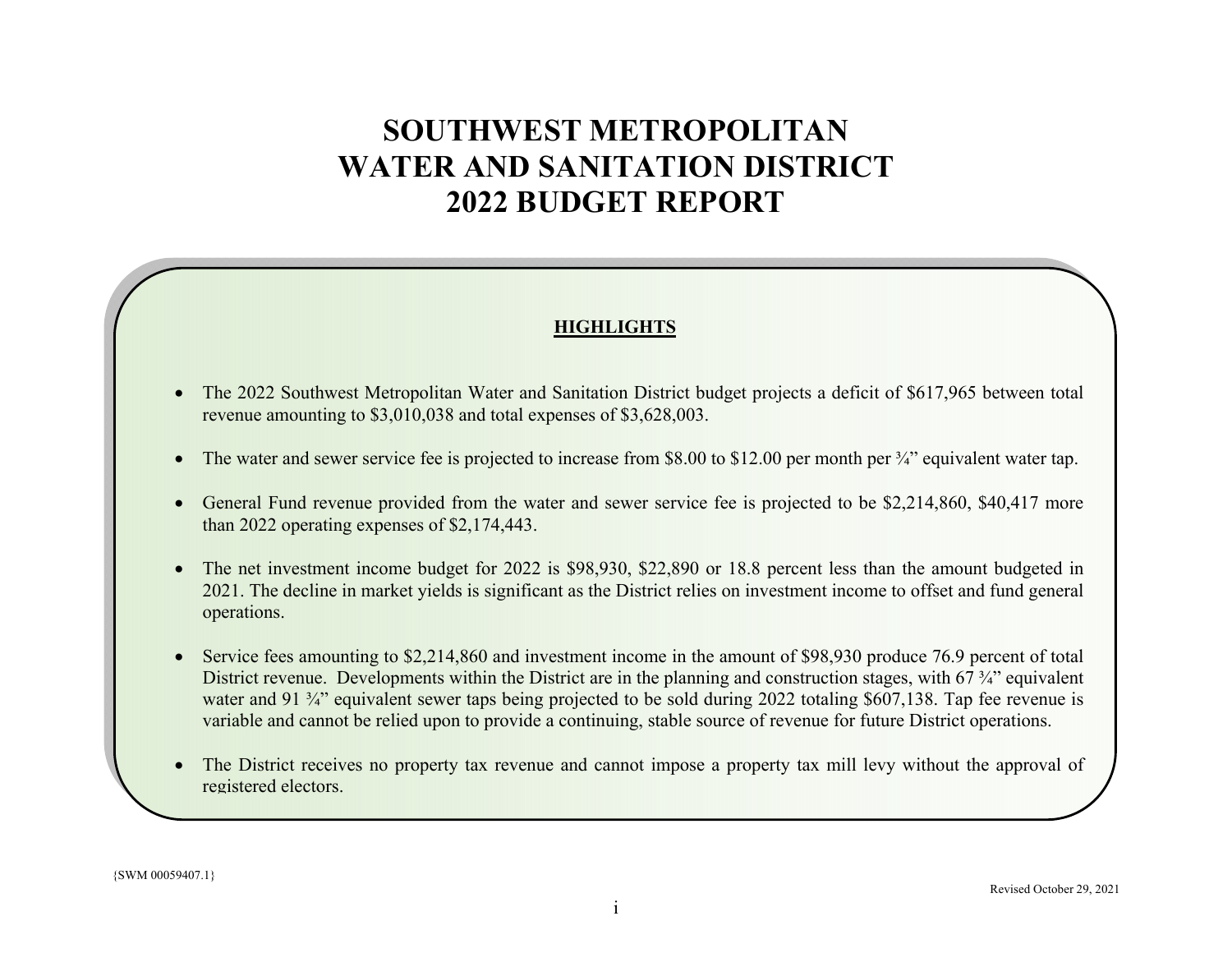# SOUTHWEST METROPOLITAN WATER AND SANITATION DISTRICT 2022 BUDGET REPORT

## HIGHLIGHTS

- The 2022 Southwest Metropolitan Water and Sanitation District budget projects a deficit of $617,965 between total revenue amounting to $3,010,038 and total expenses of $3,628,003.

- The water and sewer service fee is projected to increase from $8.00 to $12.00 per month per ¾" equivalent water tap.

- General Fund revenue provided from the water and sewer service fee is projected to be $2,214,860, $40,417 more than 2022 operating expenses of $2,174,443.

- The net investment income budget for 2022 is $98,930, $22,890 or 18.8 percent less than the amount budgeted in 2021. The decline in market yields is significant as the District relies on investment income to offset and fund general operations.

- Service fees amounting to $2,214,860 and investment income in the amount of $98,930 produce 76.9 percent of total District revenue. Developments within the District are in the planning and construction stages, with 67 ¾" equivalent water and 91 ¾" equivalent sewer taps being projected to be sold during 2022 totaling $607,138. Tap fee revenue is variable and cannot be relied upon to provide a continuing, stable source of revenue for future District operations.

- The District receives no property tax revenue and cannot impose a property tax mill levy without the approval of registered electors.

{SWM 00059407.1}

Revised October 29, 2021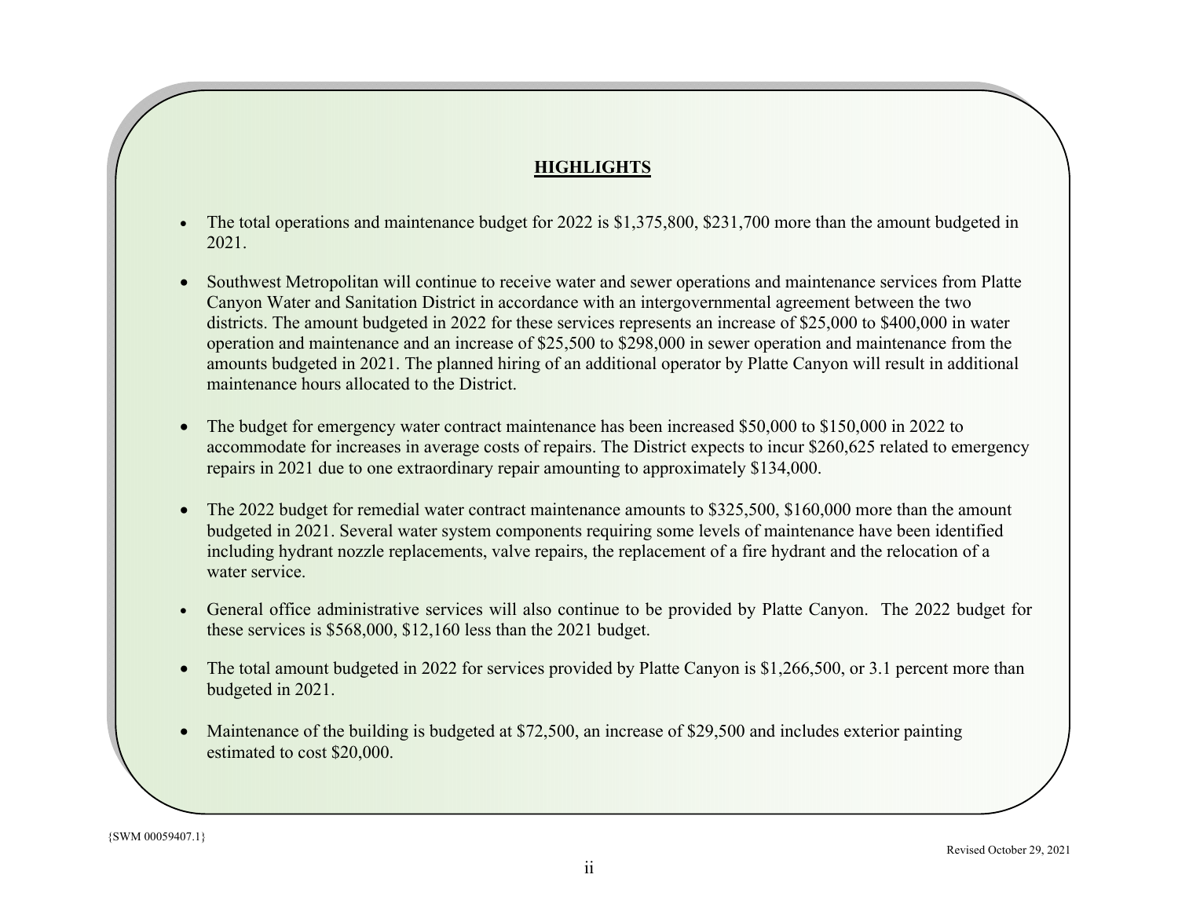## HIGHLIGHTS

- The total operations and maintenance budget for 2022 is $1,375,800, $231,700 more than the amount budgeted in 2021.
- Southwest Metropolitan will continue to receive water and sewer operations and maintenance services from Platte Canyon Water and Sanitation District in accordance with an intergovernmental agreement between the two districts. The amount budgeted in 2022 for these services represents an increase of $25,000 to $400,000 in water operation and maintenance and an increase of $25,500 to $298,000 in sewer operation and maintenance from the amounts budgeted in 2021. The planned hiring of an additional operator by Platte Canyon will result in additional maintenance hours allocated to the District.
- The budget for emergency water contract maintenance has been increased $50,000 to $150,000 in 2022 to accommodate for increases in average costs of repairs. The District expects to incur $260,625 related to emergency repairs in 2021 due to one extraordinary repair amounting to approximately $134,000.
- The 2022 budget for remedial water contract maintenance amounts to $325,500, $160,000 more than the amount budgeted in 2021. Several water system components requiring some levels of maintenance have been identified including hydrant nozzle replacements, valve repairs, the replacement of a fire hydrant and the relocation of a water service.
- General office administrative services will also continue to be provided by Platte Canyon. The 2022 budget for these services is $568,000, $12,160 less than the 2021 budget.
- The total amount budgeted in 2022 for services provided by Platte Canyon is $1,266,500, or 3.1 percent more than budgeted in 2021.
- Maintenance of the building is budgeted at $72,500, an increase of $29,500 and includes exterior painting estimated to cost $20,000.

{SWM 00059407.1}

Revised October 29, 2021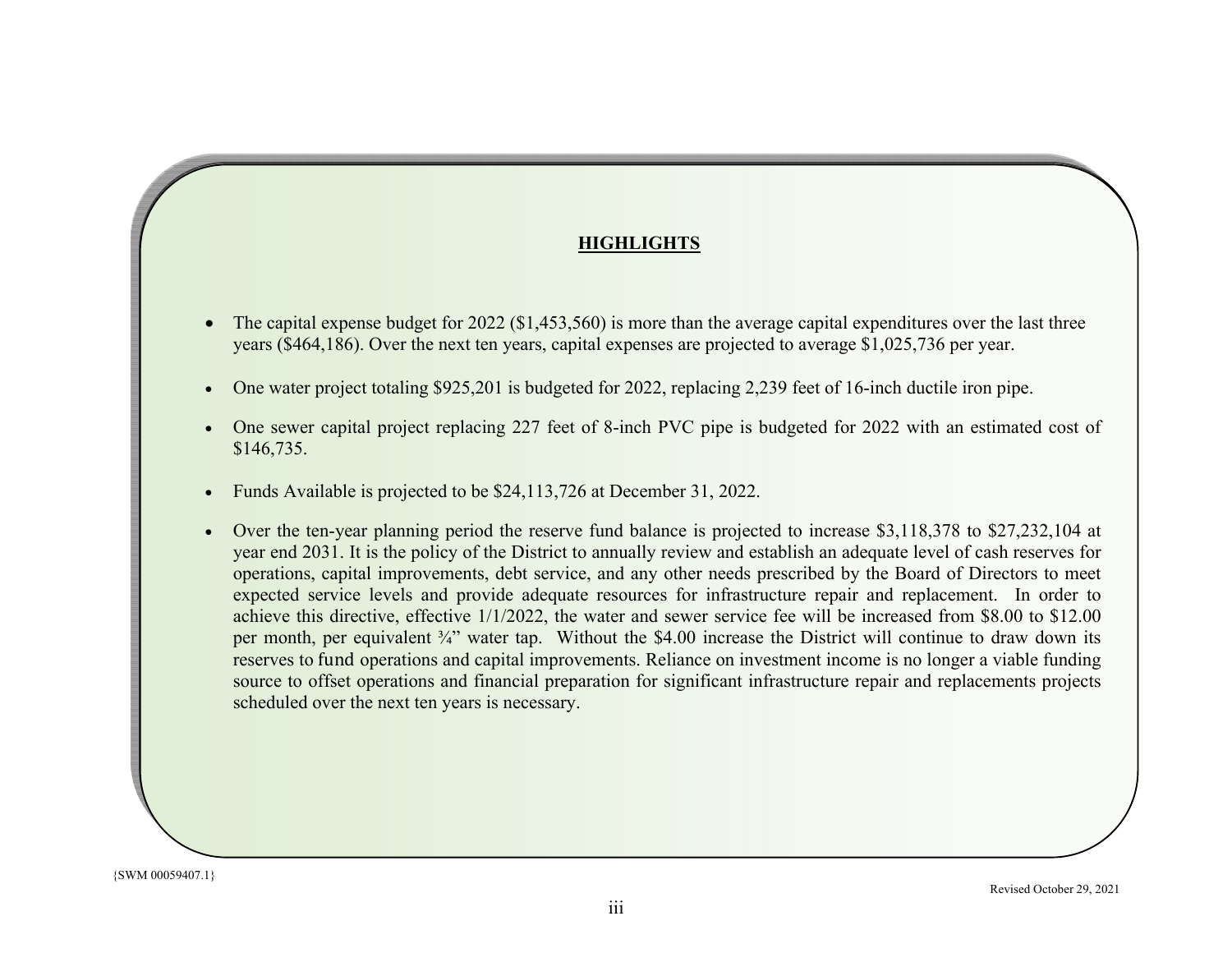## HIGHLIGHTS

- The capital expense budget for 2022 ($1,453,560) is more than the average capital expenditures over the last three years ($464,186). Over the next ten years, capital expenses are projected to average $1,025,736 per year.

- One water project totaling $925,201 is budgeted for 2022, replacing 2,239 feet of 16-inch ductile iron pipe.

- One sewer capital project replacing 227 feet of 8-inch PVC pipe is budgeted for 2022 with an estimated cost of $146,735.

- Funds Available is projected to be $24,113,726 at December 31, 2022.

- Over the ten-year planning period the reserve fund balance is projected to increase $3,118,378 to $27,232,104 at year end 2031. It is the policy of the District to annually review and establish an adequate level of cash reserves for operations, capital improvements, debt service, and any other needs prescribed by the Board of Directors to meet expected service levels and provide adequate resources for infrastructure repair and replacement. In order to achieve this directive, effective 1/1/2022, the water and sewer service fee will be increased from $8.00 to $12.00 per month, per equivalent ¾" water tap. Without the $4.00 increase the District will continue to draw down its reserves to fund operations and capital improvements. Reliance on investment income is no longer a viable funding source to offset operations and financial preparation for significant infrastructure repair and replacements projects scheduled over the next ten years is necessary.

{SWM 00059407.1}

Revised October 29, 2021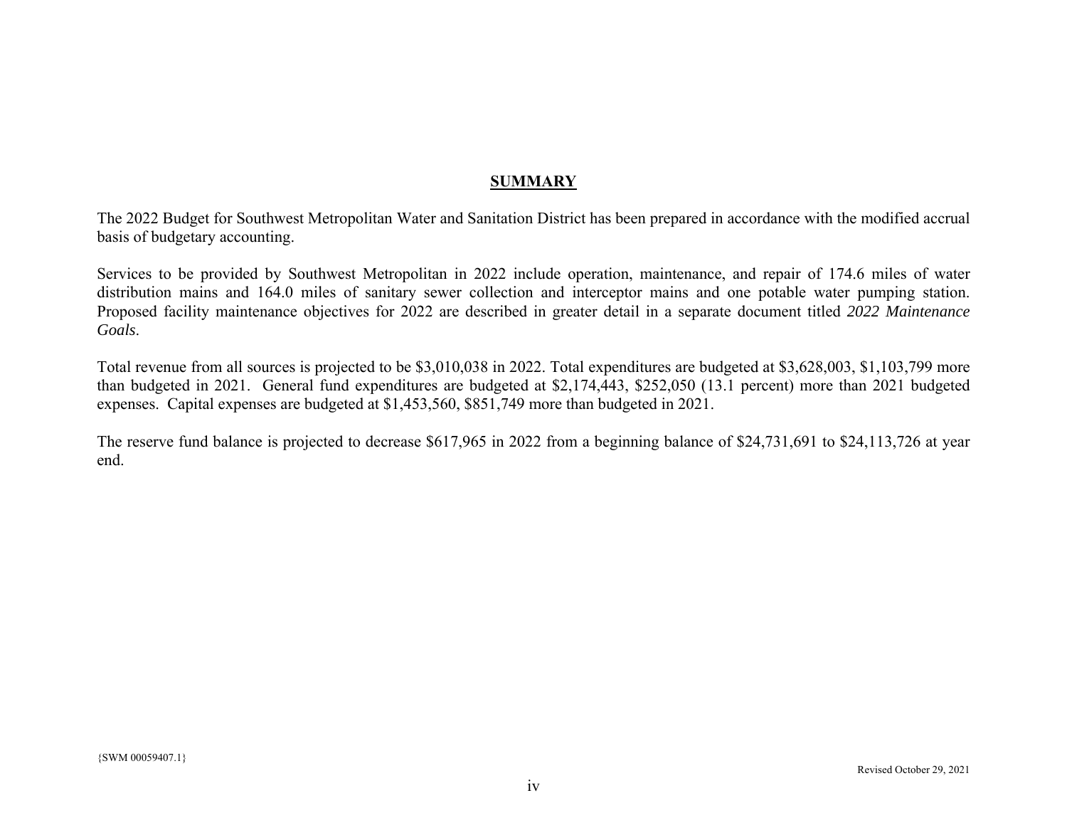# SUMMARY

The 2022 Budget for Southwest Metropolitan Water and Sanitation District has been prepared in accordance with the modified accrual basis of budgetary accounting.

Services to be provided by Southwest Metropolitan in 2022 include operation, maintenance, and repair of 174.6 miles of water distribution mains and 164.0 miles of sanitary sewer collection and interceptor mains and one potable water pumping station. Proposed facility maintenance objectives for 2022 are described in greater detail in a separate document titled *2022 Maintenance Goals*.

Total revenue from all sources is projected to be $3,010,038 in 2022. Total expenditures are budgeted at $3,628,003, $1,103,799 more than budgeted in 2021. General fund expenditures are budgeted at $2,174,443, $252,050 (13.1 percent) more than 2021 budgeted expenses. Capital expenses are budgeted at $1,453,560, $851,749 more than budgeted in 2021.

The reserve fund balance is projected to decrease $617,965 in 2022 from a beginning balance of $24,731,691 to $24,113,726 at year end.

{SWM 00059407.1}

Revised October 29, 2021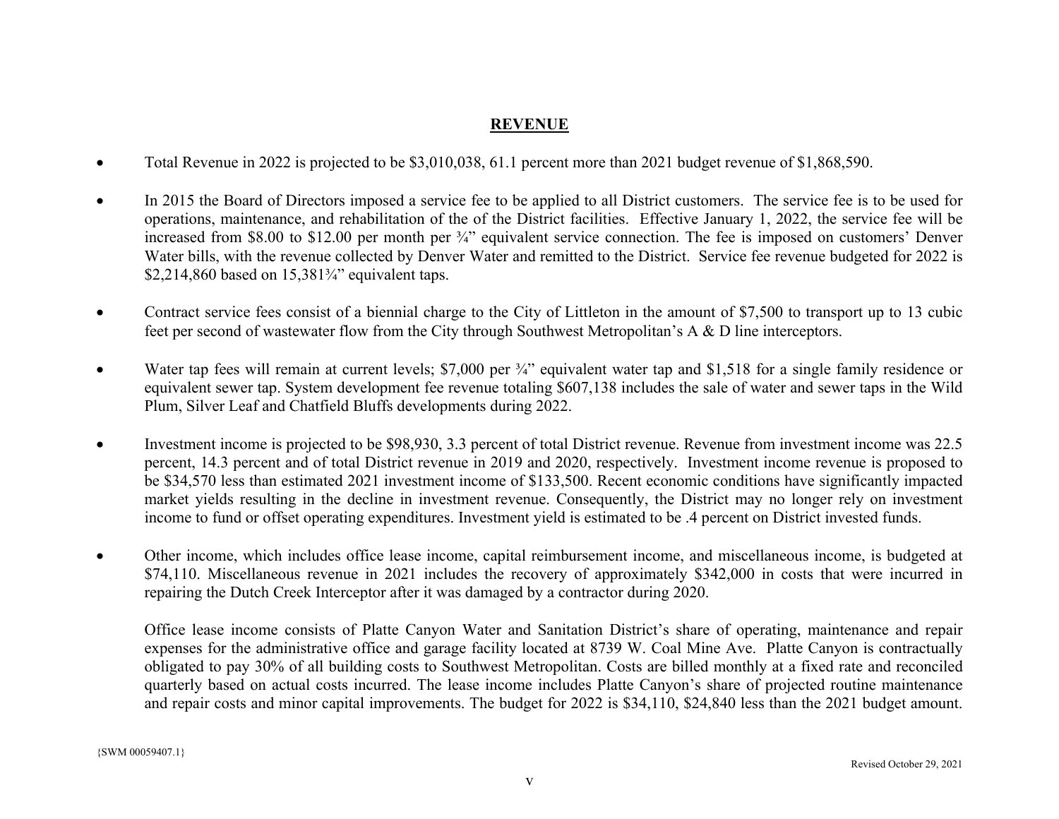## REVENUE

- Total Revenue in 2022 is projected to be $3,010,038, 61.1 percent more than 2021 budget revenue of $1,868,590.

- In 2015 the Board of Directors imposed a service fee to be applied to all District customers. The service fee is to be used for operations, maintenance, and rehabilitation of the of the District facilities. Effective January 1, 2022, the service fee will be increased from $8.00 to $12.00 per month per ¾" equivalent service connection. The fee is imposed on customers' Denver Water bills, with the revenue collected by Denver Water and remitted to the District. Service fee revenue budgeted for 2022 is $2,214,860 based on 15,381¾" equivalent taps.

- Contract service fees consist of a biennial charge to the City of Littleton in the amount of $7,500 to transport up to 13 cubic feet per second of wastewater flow from the City through Southwest Metropolitan's A & D line interceptors.

- Water tap fees will remain at current levels; $7,000 per ¾" equivalent water tap and $1,518 for a single family residence or equivalent sewer tap. System development fee revenue totaling $607,138 includes the sale of water and sewer taps in the Wild Plum, Silver Leaf and Chatfield Bluffs developments during 2022.

- Investment income is projected to be $98,930, 3.3 percent of total District revenue. Revenue from investment income was 22.5 percent, 14.3 percent and of total District revenue in 2019 and 2020, respectively. Investment income revenue is proposed to be $34,570 less than estimated 2021 investment income of $133,500. Recent economic conditions have significantly impacted market yields resulting in the decline in investment revenue. Consequently, the District may no longer rely on investment income to fund or offset operating expenditures. Investment yield is estimated to be .4 percent on District invested funds.

- Other income, which includes office lease income, capital reimbursement income, and miscellaneous income, is budgeted at $74,110. Miscellaneous revenue in 2021 includes the recovery of approximately $342,000 in costs that were incurred in repairing the Dutch Creek Interceptor after it was damaged by a contractor during 2020.

  Office lease income consists of Platte Canyon Water and Sanitation District's share of operating, maintenance and repair expenses for the administrative office and garage facility located at 8739 W. Coal Mine Ave. Platte Canyon is contractually obligated to pay 30% of all building costs to Southwest Metropolitan. Costs are billed monthly at a fixed rate and reconciled quarterly based on actual costs incurred. The lease income includes Platte Canyon's share of projected routine maintenance and repair costs and minor capital improvements. The budget for 2022 is $34,110, $24,840 less than the 2021 budget amount.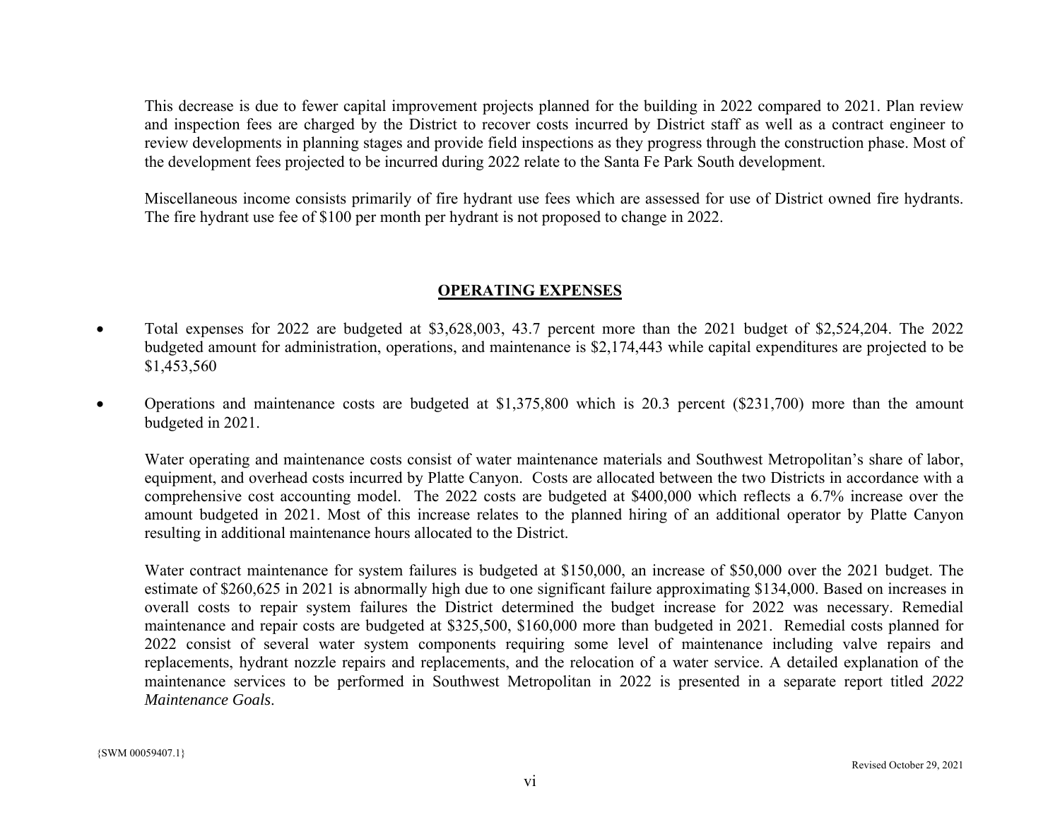This decrease is due to fewer capital improvement projects planned for the building in 2022 compared to 2021. Plan review and inspection fees are charged by the District to recover costs incurred by District staff as well as a contract engineer to review developments in planning stages and provide field inspections as they progress through the construction phase. Most of the development fees projected to be incurred during 2022 relate to the Santa Fe Park South development.

Miscellaneous income consists primarily of fire hydrant use fees which are assessed for use of District owned fire hydrants. The fire hydrant use fee of $100 per month per hydrant is not proposed to change in 2022.

## OPERATING EXPENSES

- Total expenses for 2022 are budgeted at $3,628,003, 43.7 percent more than the 2021 budget of $2,524,204. The 2022 budgeted amount for administration, operations, and maintenance is $2,174,443 while capital expenditures are projected to be $1,453,560

- Operations and maintenance costs are budgeted at $1,375,800 which is 20.3 percent ($231,700) more than the amount budgeted in 2021.

  Water operating and maintenance costs consist of water maintenance materials and Southwest Metropolitan's share of labor, equipment, and overhead costs incurred by Platte Canyon. Costs are allocated between the two Districts in accordance with a comprehensive cost accounting model. The 2022 costs are budgeted at $400,000 which reflects a 6.7% increase over the amount budgeted in 2021. Most of this increase relates to the planned hiring of an additional operator by Platte Canyon resulting in additional maintenance hours allocated to the District.

  Water contract maintenance for system failures is budgeted at $150,000, an increase of $50,000 over the 2021 budget. The estimate of $260,625 in 2021 is abnormally high due to one significant failure approximating $134,000. Based on increases in overall costs to repair system failures the District determined the budget increase for 2022 was necessary. Remedial maintenance and repair costs are budgeted at $325,500, $160,000 more than budgeted in 2021. Remedial costs planned for 2022 consist of several water system components requiring some level of maintenance including valve repairs and replacements, hydrant nozzle repairs and replacements, and the relocation of a water service. A detailed explanation of the maintenance services to be performed in Southwest Metropolitan in 2022 is presented in a separate report titled *2022 Maintenance Goals*.

{SWM 00059407.1}

Revised October 29, 2021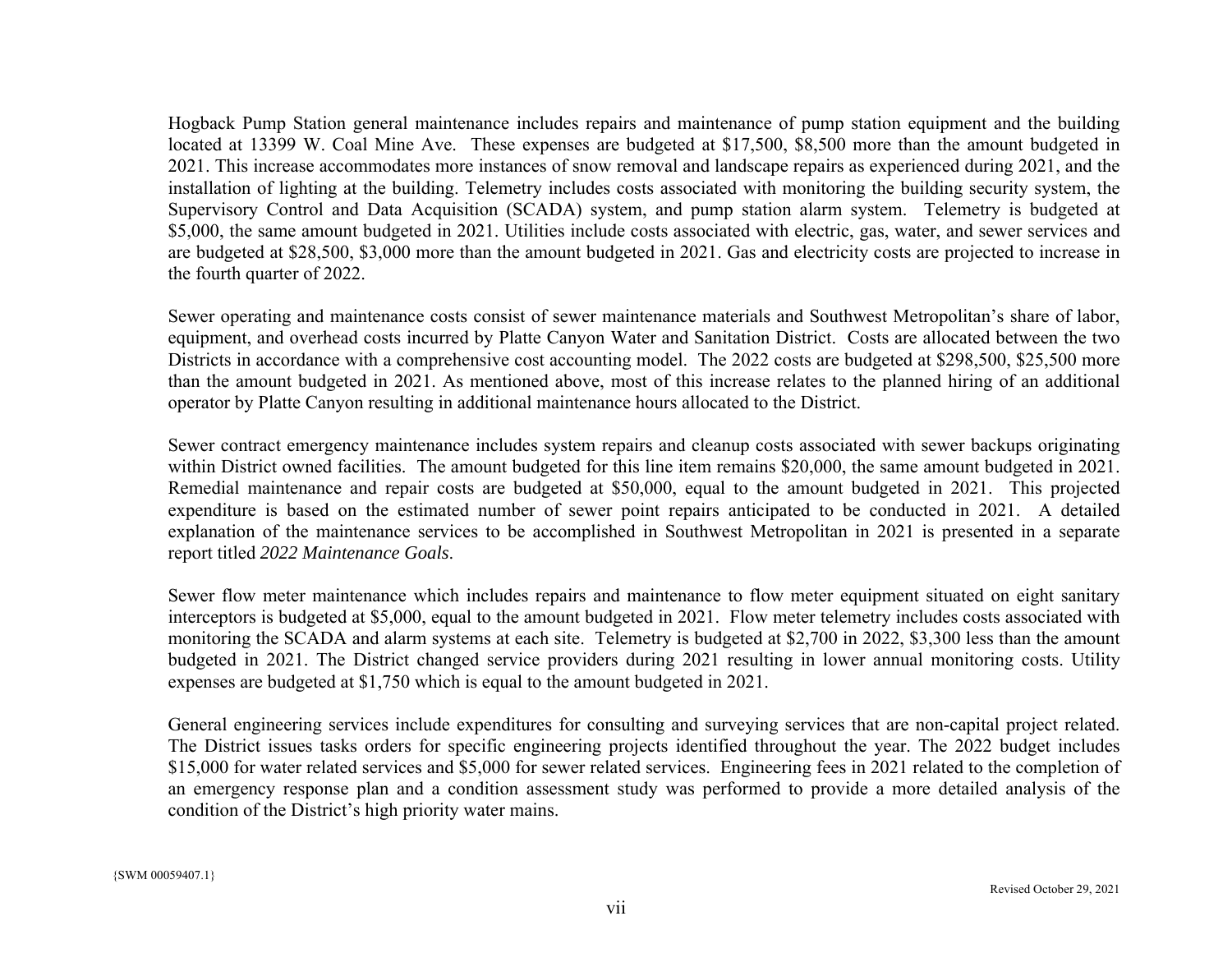Hogback Pump Station general maintenance includes repairs and maintenance of pump station equipment and the building located at 13399 W. Coal Mine Ave. These expenses are budgeted at $17,500, $8,500 more than the amount budgeted in 2021. This increase accommodates more instances of snow removal and landscape repairs as experienced during 2021, and the installation of lighting at the building. Telemetry includes costs associated with monitoring the building security system, the Supervisory Control and Data Acquisition (SCADA) system, and pump station alarm system. Telemetry is budgeted at $5,000, the same amount budgeted in 2021. Utilities include costs associated with electric, gas, water, and sewer services and are budgeted at $28,500, $3,000 more than the amount budgeted in 2021. Gas and electricity costs are projected to increase in the fourth quarter of 2022.

Sewer operating and maintenance costs consist of sewer maintenance materials and Southwest Metropolitan's share of labor, equipment, and overhead costs incurred by Platte Canyon Water and Sanitation District. Costs are allocated between the two Districts in accordance with a comprehensive cost accounting model. The 2022 costs are budgeted at $298,500, $25,500 more than the amount budgeted in 2021. As mentioned above, most of this increase relates to the planned hiring of an additional operator by Platte Canyon resulting in additional maintenance hours allocated to the District.

Sewer contract emergency maintenance includes system repairs and cleanup costs associated with sewer backups originating within District owned facilities. The amount budgeted for this line item remains $20,000, the same amount budgeted in 2021. Remedial maintenance and repair costs are budgeted at $50,000, equal to the amount budgeted in 2021. This projected expenditure is based on the estimated number of sewer point repairs anticipated to be conducted in 2021. A detailed explanation of the maintenance services to be accomplished in Southwest Metropolitan in 2021 is presented in a separate report titled *2022 Maintenance Goals*.

Sewer flow meter maintenance which includes repairs and maintenance to flow meter equipment situated on eight sanitary interceptors is budgeted at $5,000, equal to the amount budgeted in 2021. Flow meter telemetry includes costs associated with monitoring the SCADA and alarm systems at each site. Telemetry is budgeted at $2,700 in 2022, $3,300 less than the amount budgeted in 2021. The District changed service providers during 2021 resulting in lower annual monitoring costs. Utility expenses are budgeted at $1,750 which is equal to the amount budgeted in 2021.

General engineering services include expenditures for consulting and surveying services that are non-capital project related. The District issues tasks orders for specific engineering projects identified throughout the year. The 2022 budget includes $15,000 for water related services and $5,000 for sewer related services. Engineering fees in 2021 related to the completion of an emergency response plan and a condition assessment study was performed to provide a more detailed analysis of the condition of the District's high priority water mains.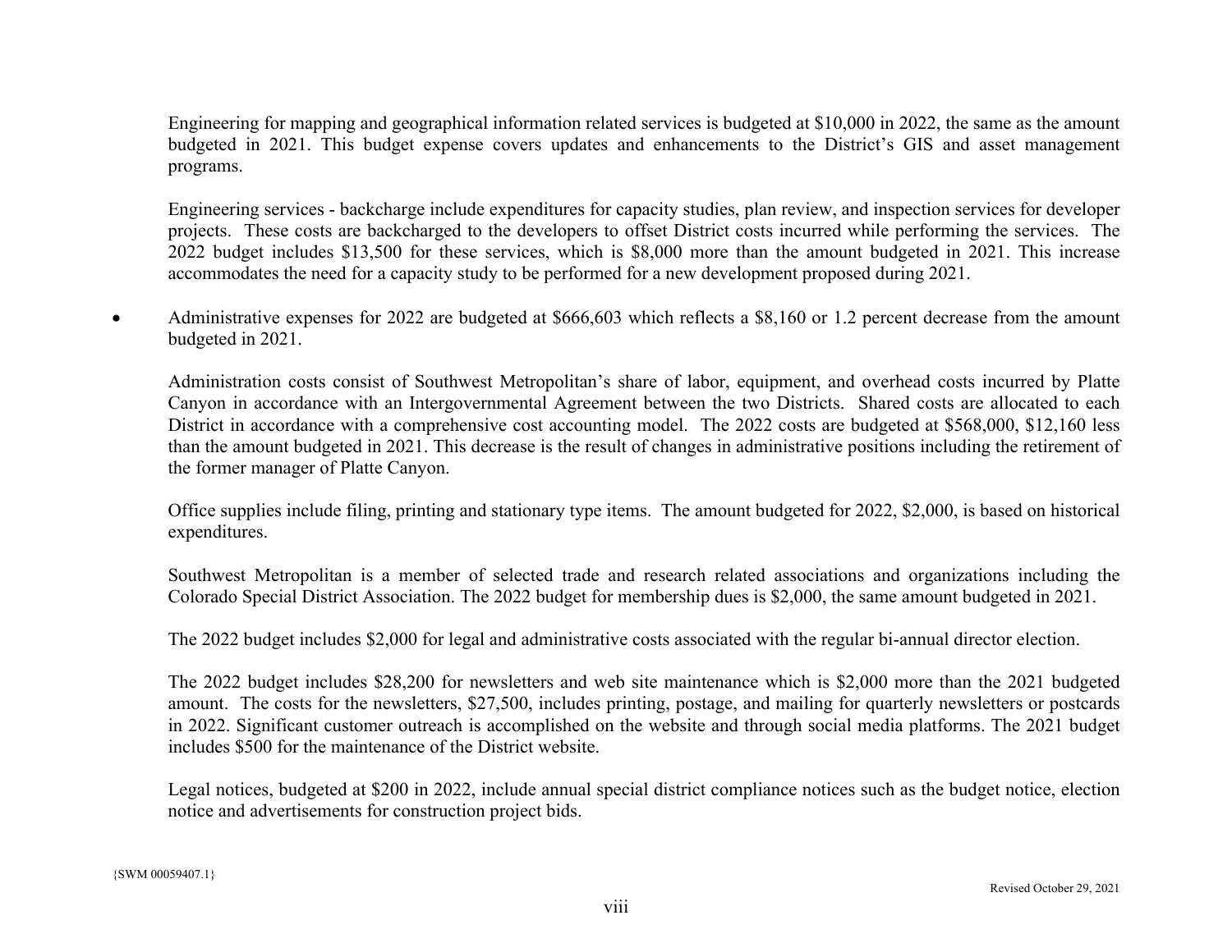Engineering for mapping and geographical information related services is budgeted at $10,000 in 2022, the same as the amount budgeted in 2021. This budget expense covers updates and enhancements to the District's GIS and asset management programs.

Engineering services - backcharge include expenditures for capacity studies, plan review, and inspection services for developer projects. These costs are backcharged to the developers to offset District costs incurred while performing the services. The 2022 budget includes $13,500 for these services, which is $8,000 more than the amount budgeted in 2021. This increase accommodates the need for a capacity study to be performed for a new development proposed during 2021.

- Administrative expenses for 2022 are budgeted at $666,603 which reflects a $8,160 or 1.2 percent decrease from the amount budgeted in 2021.

  Administration costs consist of Southwest Metropolitan's share of labor, equipment, and overhead costs incurred by Platte Canyon in accordance with an Intergovernmental Agreement between the two Districts. Shared costs are allocated to each District in accordance with a comprehensive cost accounting model. The 2022 costs are budgeted at $568,000, $12,160 less than the amount budgeted in 2021. This decrease is the result of changes in administrative positions including the retirement of the former manager of Platte Canyon.

  Office supplies include filing, printing and stationary type items. The amount budgeted for 2022, $2,000, is based on historical expenditures.

  Southwest Metropolitan is a member of selected trade and research related associations and organizations including the Colorado Special District Association. The 2022 budget for membership dues is $2,000, the same amount budgeted in 2021.

  The 2022 budget includes $2,000 for legal and administrative costs associated with the regular bi-annual director election.

  The 2022 budget includes $28,200 for newsletters and web site maintenance which is $2,000 more than the 2021 budgeted amount. The costs for the newsletters, $27,500, includes printing, postage, and mailing for quarterly newsletters or postcards in 2022. Significant customer outreach is accomplished on the website and through social media platforms. The 2021 budget includes $500 for the maintenance of the District website.

  Legal notices, budgeted at $200 in 2022, include annual special district compliance notices such as the budget notice, election notice and advertisements for construction project bids.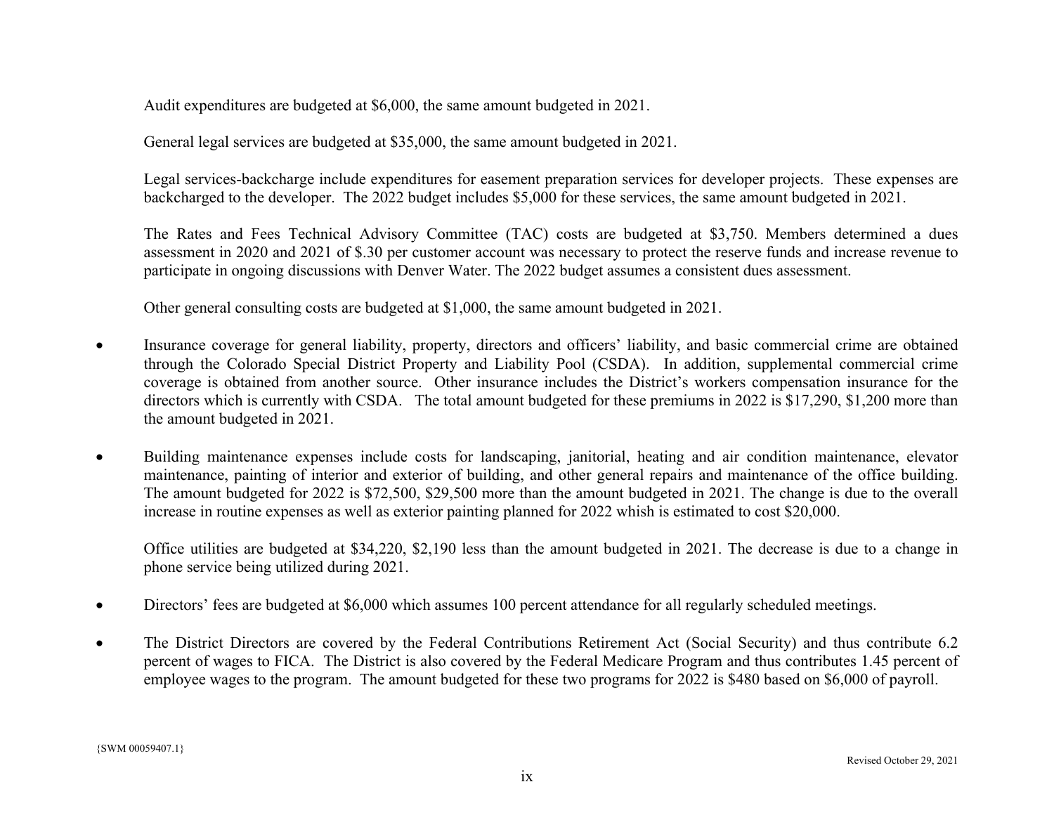Audit expenditures are budgeted at $6,000, the same amount budgeted in 2021.

General legal services are budgeted at $35,000, the same amount budgeted in 2021.

Legal services-backcharge include expenditures for easement preparation services for developer projects. These expenses are backcharged to the developer. The 2022 budget includes $5,000 for these services, the same amount budgeted in 2021.

The Rates and Fees Technical Advisory Committee (TAC) costs are budgeted at $3,750. Members determined a dues assessment in 2020 and 2021 of $.30 per customer account was necessary to protect the reserve funds and increase revenue to participate in ongoing discussions with Denver Water. The 2022 budget assumes a consistent dues assessment.

Other general consulting costs are budgeted at $1,000, the same amount budgeted in 2021.

- Insurance coverage for general liability, property, directors and officers' liability, and basic commercial crime are obtained through the Colorado Special District Property and Liability Pool (CSDA). In addition, supplemental commercial crime coverage is obtained from another source. Other insurance includes the District's workers compensation insurance for the directors which is currently with CSDA. The total amount budgeted for these premiums in 2022 is $17,290, $1,200 more than the amount budgeted in 2021.

- Building maintenance expenses include costs for landscaping, janitorial, heating and air condition maintenance, elevator maintenance, painting of interior and exterior of building, and other general repairs and maintenance of the office building. The amount budgeted for 2022 is $72,500, $29,500 more than the amount budgeted in 2021. The change is due to the overall increase in routine expenses as well as exterior painting planned for 2022 whish is estimated to cost $20,000.

  Office utilities are budgeted at $34,220, $2,190 less than the amount budgeted in 2021. The decrease is due to a change in phone service being utilized during 2021.

- Directors' fees are budgeted at $6,000 which assumes 100 percent attendance for all regularly scheduled meetings.

- The District Directors are covered by the Federal Contributions Retirement Act (Social Security) and thus contribute 6.2 percent of wages to FICA. The District is also covered by the Federal Medicare Program and thus contributes 1.45 percent of employee wages to the program. The amount budgeted for these two programs for 2022 is $480 based on $6,000 of payroll.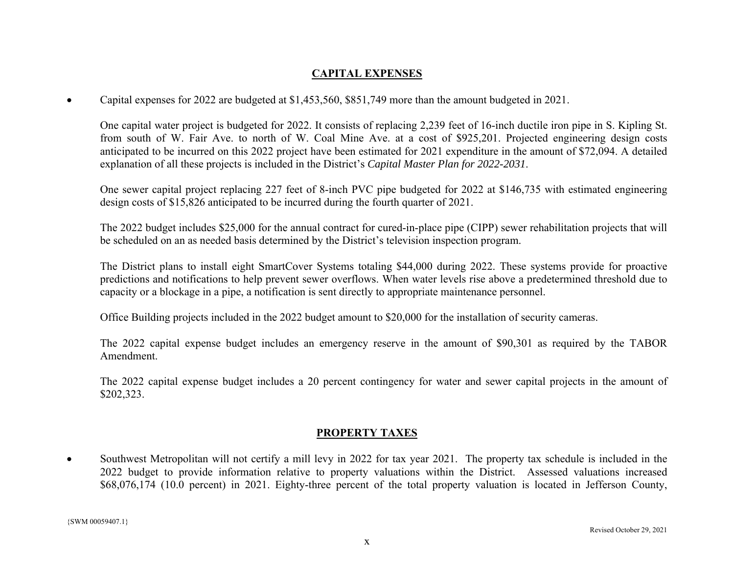## CAPITAL EXPENSES

- Capital expenses for 2022 are budgeted at $1,453,560, $851,749 more than the amount budgeted in 2021.

  One capital water project is budgeted for 2022. It consists of replacing 2,239 feet of 16-inch ductile iron pipe in S. Kipling St. from south of W. Fair Ave. to north of W. Coal Mine Ave. at a cost of $925,201. Projected engineering design costs anticipated to be incurred on this 2022 project have been estimated for 2021 expenditure in the amount of $72,094. A detailed explanation of all these projects is included in the District's *Capital Master Plan for 2022-2031*.

  One sewer capital project replacing 227 feet of 8-inch PVC pipe budgeted for 2022 at $146,735 with estimated engineering design costs of $15,826 anticipated to be incurred during the fourth quarter of 2021.

  The 2022 budget includes $25,000 for the annual contract for cured-in-place pipe (CIPP) sewer rehabilitation projects that will be scheduled on an as needed basis determined by the District's television inspection program.

  The District plans to install eight SmartCover Systems totaling $44,000 during 2022. These systems provide for proactive predictions and notifications to help prevent sewer overflows. When water levels rise above a predetermined threshold due to capacity or a blockage in a pipe, a notification is sent directly to appropriate maintenance personnel.

  Office Building projects included in the 2022 budget amount to $20,000 for the installation of security cameras.

  The 2022 capital expense budget includes an emergency reserve in the amount of $90,301 as required by the TABOR Amendment.

  The 2022 capital expense budget includes a 20 percent contingency for water and sewer capital projects in the amount of $202,323.

## PROPERTY TAXES

- Southwest Metropolitan will not certify a mill levy in 2022 for tax year 2021. The property tax schedule is included in the 2022 budget to provide information relative to property valuations within the District. Assessed valuations increased $68,076,174 (10.0 percent) in 2021. Eighty-three percent of the total property valuation is located in Jefferson County,

{SWM 00059407.1}

Revised October 29, 2021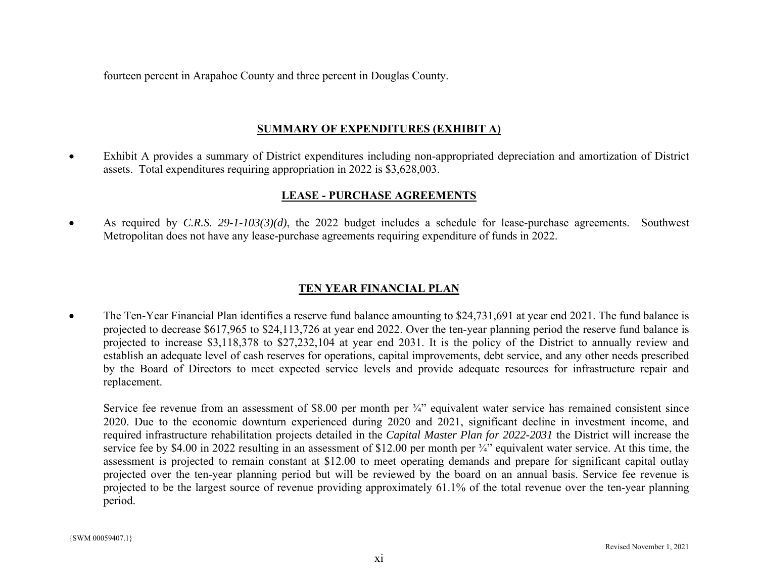fourteen percent in Arapahoe County and three percent in Douglas County.

## SUMMARY OF EXPENDITURES (EXHIBIT A)

- Exhibit A provides a summary of District expenditures including non-appropriated depreciation and amortization of District assets. Total expenditures requiring appropriation in 2022 is $3,628,003.

## LEASE - PURCHASE AGREEMENTS

- As required by *C.R.S. 29-1-103(3)(d)*, the 2022 budget includes a schedule for lease-purchase agreements. Southwest Metropolitan does not have any lease-purchase agreements requiring expenditure of funds in 2022.

## TEN YEAR FINANCIAL PLAN

- The Ten-Year Financial Plan identifies a reserve fund balance amounting to $24,731,691 at year end 2021. The fund balance is projected to decrease $617,965 to $24,113,726 at year end 2022. Over the ten-year planning period the reserve fund balance is projected to increase $3,118,378 to $27,232,104 at year end 2031. It is the policy of the District to annually review and establish an adequate level of cash reserves for operations, capital improvements, debt service, and any other needs prescribed by the Board of Directors to meet expected service levels and provide adequate resources for infrastructure repair and replacement.

  Service fee revenue from an assessment of $8.00 per month per ¾" equivalent water service has remained consistent since 2020. Due to the economic downturn experienced during 2020 and 2021, significant decline in investment income, and required infrastructure rehabilitation projects detailed in the *Capital Master Plan for 2022-2031* the District will increase the service fee by $4.00 in 2022 resulting in an assessment of $12.00 per month per ¾" equivalent water service. At this time, the assessment is projected to remain constant at $12.00 to meet operating demands and prepare for significant capital outlay projected over the ten-year planning period but will be reviewed by the board on an annual basis. Service fee revenue is projected to be the largest source of revenue providing approximately 61.1% of the total revenue over the ten-year planning period.

{SWM 00059407.1}

Revised November 1, 2021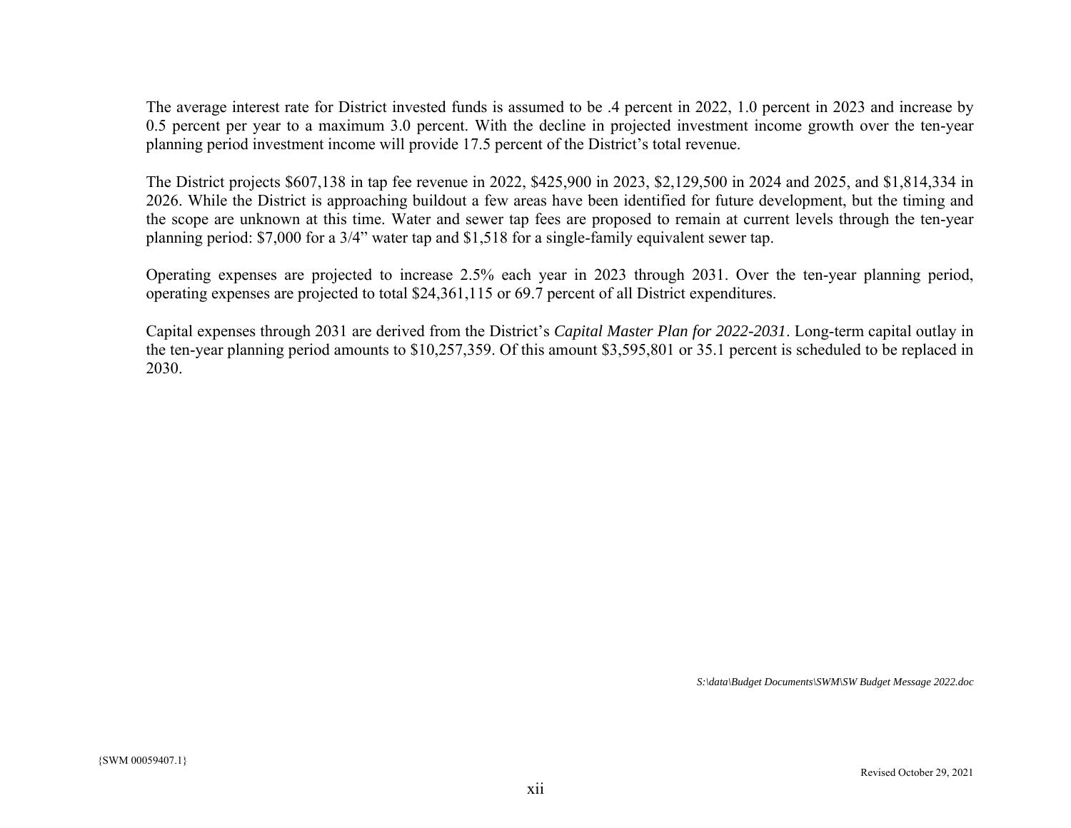The average interest rate for District invested funds is assumed to be .4 percent in 2022, 1.0 percent in 2023 and increase by 0.5 percent per year to a maximum 3.0 percent. With the decline in projected investment income growth over the ten-year planning period investment income will provide 17.5 percent of the District's total revenue.

The District projects $607,138 in tap fee revenue in 2022, $425,900 in 2023, $2,129,500 in 2024 and 2025, and $1,814,334 in 2026. While the District is approaching buildout a few areas have been identified for future development, but the timing and the scope are unknown at this time. Water and sewer tap fees are proposed to remain at current levels through the ten-year planning period: $7,000 for a 3/4" water tap and $1,518 for a single-family equivalent sewer tap.

Operating expenses are projected to increase 2.5% each year in 2023 through 2031. Over the ten-year planning period, operating expenses are projected to total $24,361,115 or 69.7 percent of all District expenditures.

Capital expenses through 2031 are derived from the District's *Capital Master Plan for 2022-2031*. Long-term capital outlay in the ten-year planning period amounts to $10,257,359. Of this amount $3,595,801 or 35.1 percent is scheduled to be replaced in 2030.

*S:\data\Budget Documents\SWM\SW Budget Message 2022.doc*

{SWM 00059407.1}

Revised October 29, 2021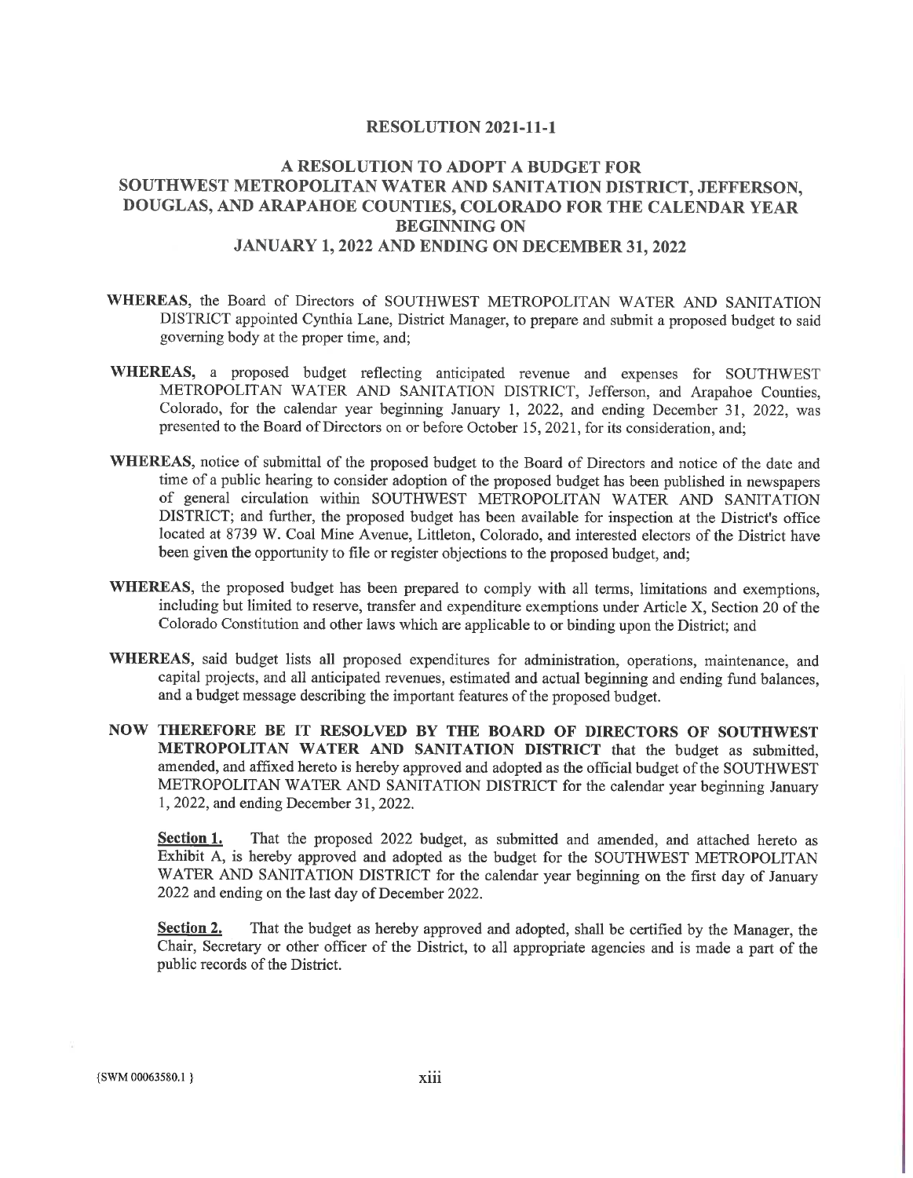# RESOLUTION 2021-11-1

## A RESOLUTION TO ADOPT A BUDGET FOR SOUTHWEST METROPOLITAN WATER AND SANITATION DISTRICT, JEFFERSON, DOUGLAS, AND ARAPAHOE COUNTIES, COLORADO FOR THE CALENDAR YEAR BEGINNING ON JANUARY 1, 2022 AND ENDING ON DECEMBER 31, 2022

**WHEREAS**, the Board of Directors of SOUTHWEST METROPOLITAN WATER AND SANITATION DISTRICT appointed Cynthia Lane, District Manager, to prepare and submit a proposed budget to said governing body at the proper time, and;

**WHEREAS,** a proposed budget reflecting anticipated revenue and expenses for SOUTHWEST METROPOLITAN WATER AND SANITATION DISTRICT, Jefferson, and Arapahoe Counties, Colorado, for the calendar year beginning January 1, 2022, and ending December 31, 2022, was presented to the Board of Directors on or before October 15, 2021, for its consideration, and;

**WHEREAS,** notice of submittal of the proposed budget to the Board of Directors and notice of the date and time of a public hearing to consider adoption of the proposed budget has been published in newspapers of general circulation within SOUTHWEST METROPOLITAN WATER AND SANITATION DISTRICT; and further, the proposed budget has been available for inspection at the District's office located at 8739 W. Coal Mine Avenue, Littleton, Colorado, and interested electors of the District have been given the opportunity to file or register objections to the proposed budget, and;

**WHEREAS,** the proposed budget has been prepared to comply with all terms, limitations and exemptions, including but limited to reserve, transfer and expenditure exemptions under Article X, Section 20 of the Colorado Constitution and other laws which are applicable to or binding upon the District; and

**WHEREAS,** said budget lists all proposed expenditures for administration, operations, maintenance, and capital projects, and all anticipated revenues, estimated and actual beginning and ending fund balances, and a budget message describing the important features of the proposed budget.

**NOW THEREFORE BE IT RESOLVED BY THE BOARD OF DIRECTORS OF SOUTHWEST METROPOLITAN WATER AND SANITATION DISTRICT** that the budget as submitted, amended, and affixed hereto is hereby approved and adopted as the official budget of the SOUTHWEST METROPOLITAN WATER AND SANITATION DISTRICT for the calendar year beginning January 1, 2022, and ending December 31, 2022.

**Section 1.** That the proposed 2022 budget, as submitted and amended, and attached hereto as Exhibit A, is hereby approved and adopted as the budget for the SOUTHWEST METROPOLITAN WATER AND SANITATION DISTRICT for the calendar year beginning on the first day of January 2022 and ending on the last day of December 2022.

**Section 2.** That the budget as hereby approved and adopted, shall be certified by the Manager, the Chair, Secretary or other officer of the District, to all appropriate agencies and is made a part of the public records of the District.

{SWM 00063580.1 }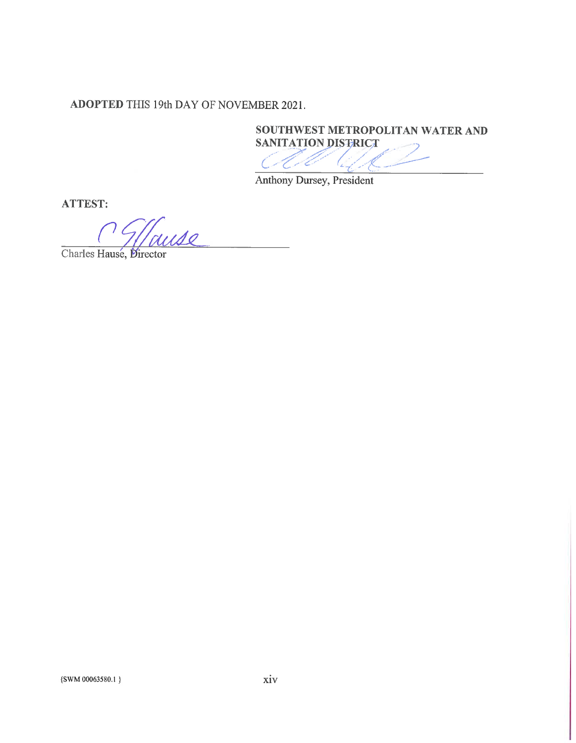**ADOPTED** THIS 19th DAY OF NOVEMBER 2021.

**SOUTHWEST METROPOLITAN WATER AND SANITATION DISTRICT**

\_\_\_\_\_\_\_\_\_\_\_\_\_\_\_\_\_\_\_\_\_\_\_\_\_\_\_\_\_\_\_\_
Anthony Dursey, President

**ATTEST:**

\_\_\_\_\_\_\_\_\_\_\_\_\_\_\_\_\_\_\_\_\_\_\_\_\_\_\_\_\_\_\_\_
Charles Hausé, Director

{SWM 00063580.1 }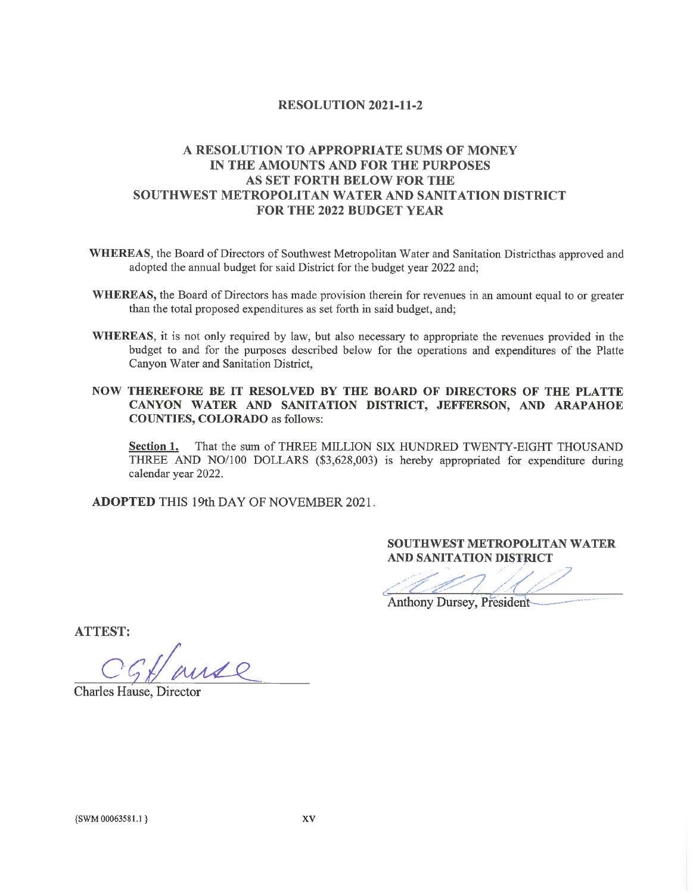# RESOLUTION 2021-11-2

## A RESOLUTION TO APPROPRIATE SUMS OF MONEY IN THE AMOUNTS AND FOR THE PURPOSES AS SET FORTH BELOW FOR THE SOUTHWEST METROPOLITAN WATER AND SANITATION DISTRICT FOR THE 2022 BUDGET YEAR

**WHEREAS**, the Board of Directors of Southwest Metropolitan Water and Sanitation Districthas approved and adopted the annual budget for said District for the budget year 2022 and;

**WHEREAS,** the Board of Directors has made provision therein for revenues in an amount equal to or greater than the total proposed expenditures as set forth in said budget, and;

**WHEREAS**, it is not only required by law, but also necessary to appropriate the revenues provided in the budget to and for the purposes described below for the operations and expenditures of the Platte Canyon Water and Sanitation District,

**NOW THEREFORE BE IT RESOLVED BY THE BOARD OF DIRECTORS OF THE PLATTE CANYON WATER AND SANITATION DISTRICT, JEFFERSON, AND ARAPAHOE COUNTIES, COLORADO** as follows:

**Section 1.** That the sum of THREE MILLION SIX HUNDRED TWENTY-EIGHT THOUSAND THREE AND NO/100 DOLLARS ($3,628,003) is hereby appropriated for expenditure during calendar year 2022.

**ADOPTED** THIS 19th DAY OF NOVEMBER 2021.

**SOUTHWEST METROPOLITAN WATER AND SANITATION DISTRICT**

Anthony Dursey, President

**ATTEST:**

Charles Hause, Director

{SWM 00063581.1 }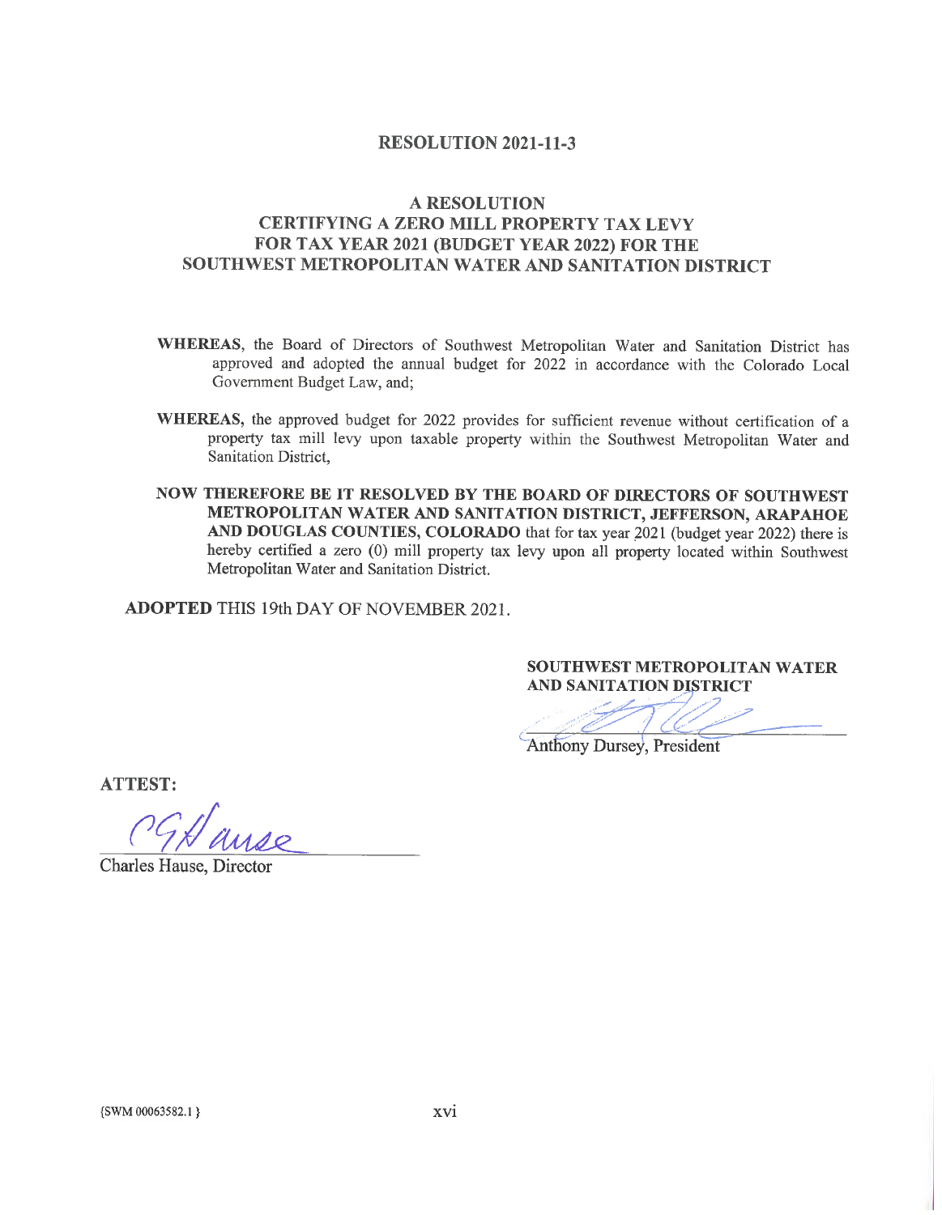# RESOLUTION 2021-11-3

## A RESOLUTION CERTIFYING A ZERO MILL PROPERTY TAX LEVY FOR TAX YEAR 2021 (BUDGET YEAR 2022) FOR THE SOUTHWEST METROPOLITAN WATER AND SANITATION DISTRICT

**WHEREAS**, the Board of Directors of Southwest Metropolitan Water and Sanitation District has approved and adopted the annual budget for 2022 in accordance with the Colorado Local Government Budget Law, and;

**WHEREAS,** the approved budget for 2022 provides for sufficient revenue without certification of a property tax mill levy upon taxable property within the Southwest Metropolitan Water and Sanitation District,

**NOW THEREFORE BE IT RESOLVED BY THE BOARD OF DIRECTORS OF SOUTHWEST METROPOLITAN WATER AND SANITATION DISTRICT, JEFFERSON, ARAPAHOE AND DOUGLAS COUNTIES, COLORADO** that for tax year 2021 (budget year 2022) there is hereby certified a zero (0) mill property tax levy upon all property located within Southwest Metropolitan Water and Sanitation District.

**ADOPTED** THIS 19th DAY OF NOVEMBER 2021.

**SOUTHWEST METROPOLITAN WATER AND SANITATION DISTRICT**

Anthony Dursey, President

**ATTEST:**

Charles Hause, Director

{SWM 00063582.1 }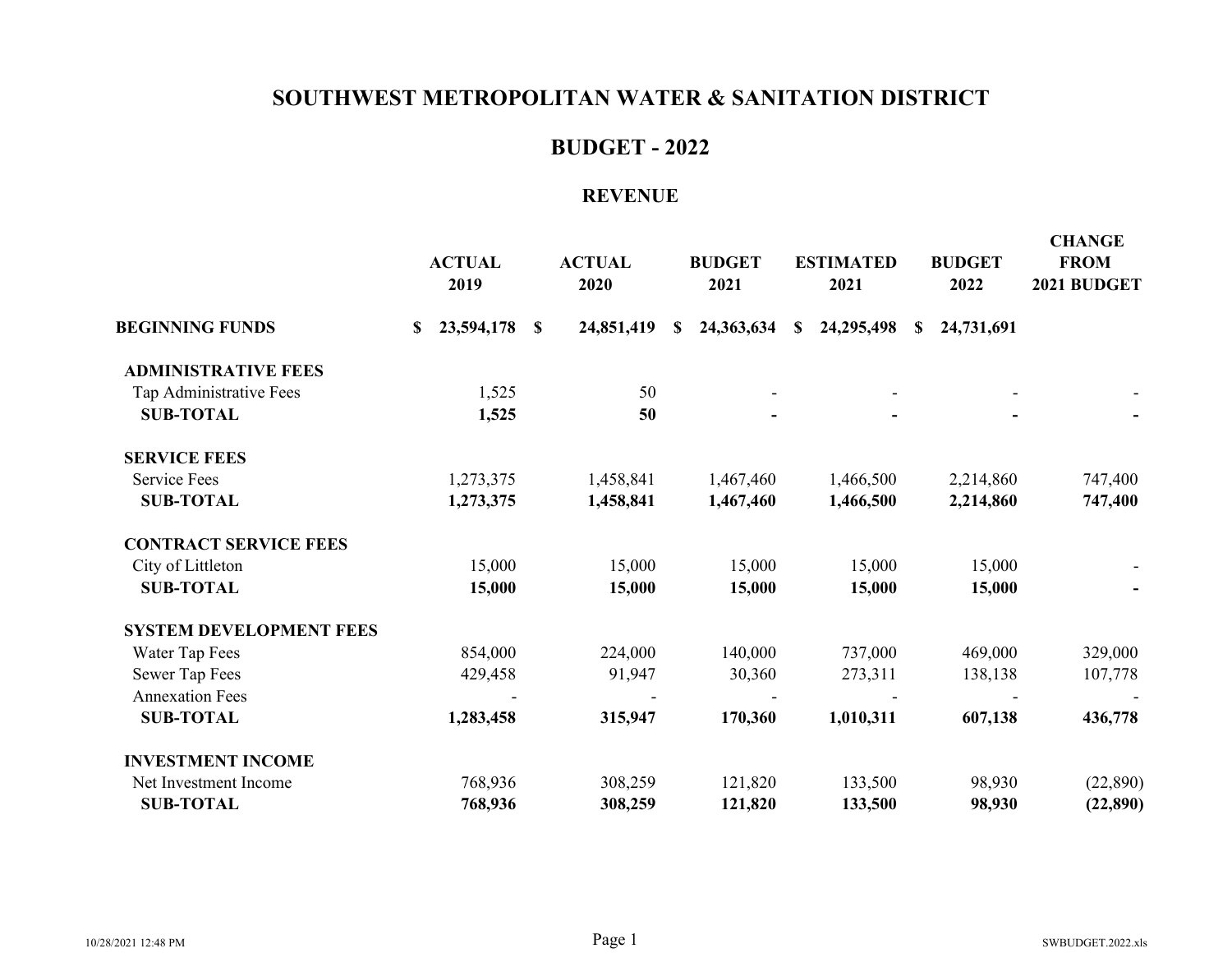# SOUTHWEST METROPOLITAN WATER & SANITATION DISTRICT

## BUDGET - 2022

### REVENUE

| | ACTUAL 2019 | ACTUAL 2020 | BUDGET 2021 | ESTIMATED 2021 | BUDGET 2022 | CHANGE FROM 2021 BUDGET |
|---|---|---|---|---|---|---|
| **BEGINNING FUNDS** | **$ 23,594,178** | **$ 24,851,419** | **$ 24,363,634** | **$ 24,295,498** | **$ 24,731,691** | |
| **ADMINISTRATIVE FEES** | | | | | | |
| Tap Administrative Fees | 1,525 | 50 | - | - | - | - |
| **SUB-TOTAL** | **1,525** | **50** | **-** | **-** | **-** | **-** |
| **SERVICE FEES** | | | | | | |
| Service Fees | 1,273,375 | 1,458,841 | 1,467,460 | 1,466,500 | 2,214,860 | 747,400 |
| **SUB-TOTAL** | **1,273,375** | **1,458,841** | **1,467,460** | **1,466,500** | **2,214,860** | **747,400** |
| **CONTRACT SERVICE FEES** | | | | | | |
| City of Littleton | 15,000 | 15,000 | 15,000 | 15,000 | 15,000 | - |
| **SUB-TOTAL** | **15,000** | **15,000** | **15,000** | **15,000** | **15,000** | **-** |
| **SYSTEM DEVELOPMENT FEES** | | | | | | |
| Water Tap Fees | 854,000 | 224,000 | 140,000 | 737,000 | 469,000 | 329,000 |
| Sewer Tap Fees | 429,458 | 91,947 | 30,360 | 273,311 | 138,138 | 107,778 |
| Annexation Fees | - | - | - | - | - | - |
| **SUB-TOTAL** | **1,283,458** | **315,947** | **170,360** | **1,010,311** | **607,138** | **436,778** |
| **INVESTMENT INCOME** | | | | | | |
| Net Investment Income | 768,936 | 308,259 | 121,820 | 133,500 | 98,930 | (22,890) |
| **SUB-TOTAL** | **768,936** | **308,259** | **121,820** | **133,500** | **98,930** | **(22,890)** |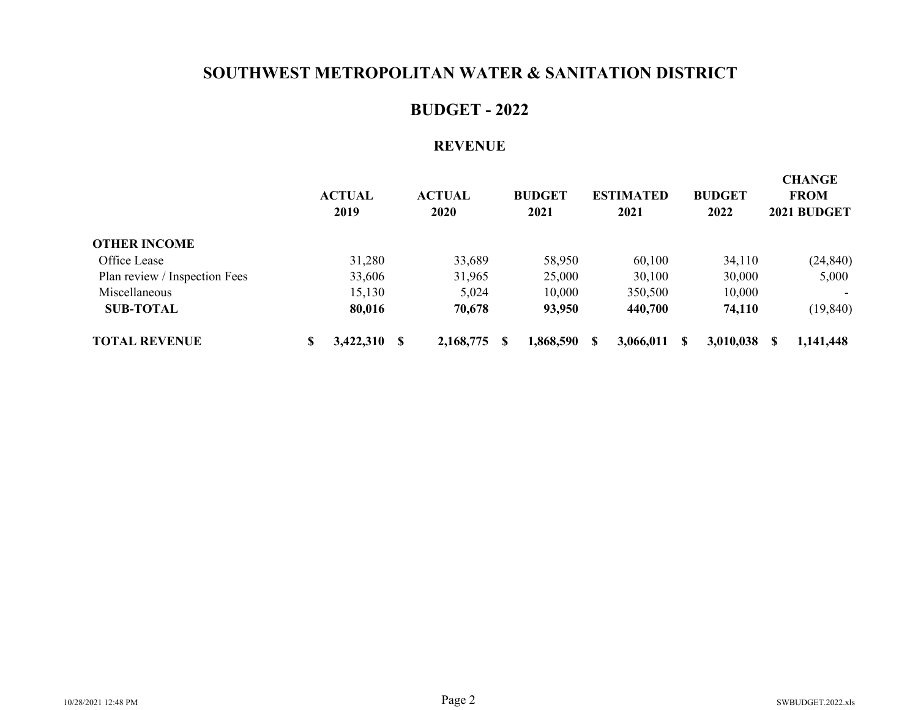# SOUTHWEST METROPOLITAN WATER & SANITATION DISTRICT

## BUDGET - 2022

### REVENUE

| | ACTUAL 2019 | ACTUAL 2020 | BUDGET 2021 | ESTIMATED 2021 | BUDGET 2022 | CHANGE FROM 2021 BUDGET |
|---|---|---|---|---|---|---|
| **OTHER INCOME** | | | | | | |
| Office Lease | 31,280 | 33,689 | 58,950 | 60,100 | 34,110 | (24,840) |
| Plan review / Inspection Fees | 33,606 | 31,965 | 25,000 | 30,100 | 30,000 | 5,000 |
| Miscellaneous | 15,130 | 5,024 | 10,000 | 350,500 | 10,000 | - |
| **SUB-TOTAL** | **80,016** | **70,678** | **93,950** | **440,700** | **74,110** | (19,840) |
| **TOTAL REVENUE** | **$ 3,422,310** | **$ 2,168,775** | **$ 1,868,590** | **$ 3,066,011** | **$ 3,010,038** | **$ 1,141,448** |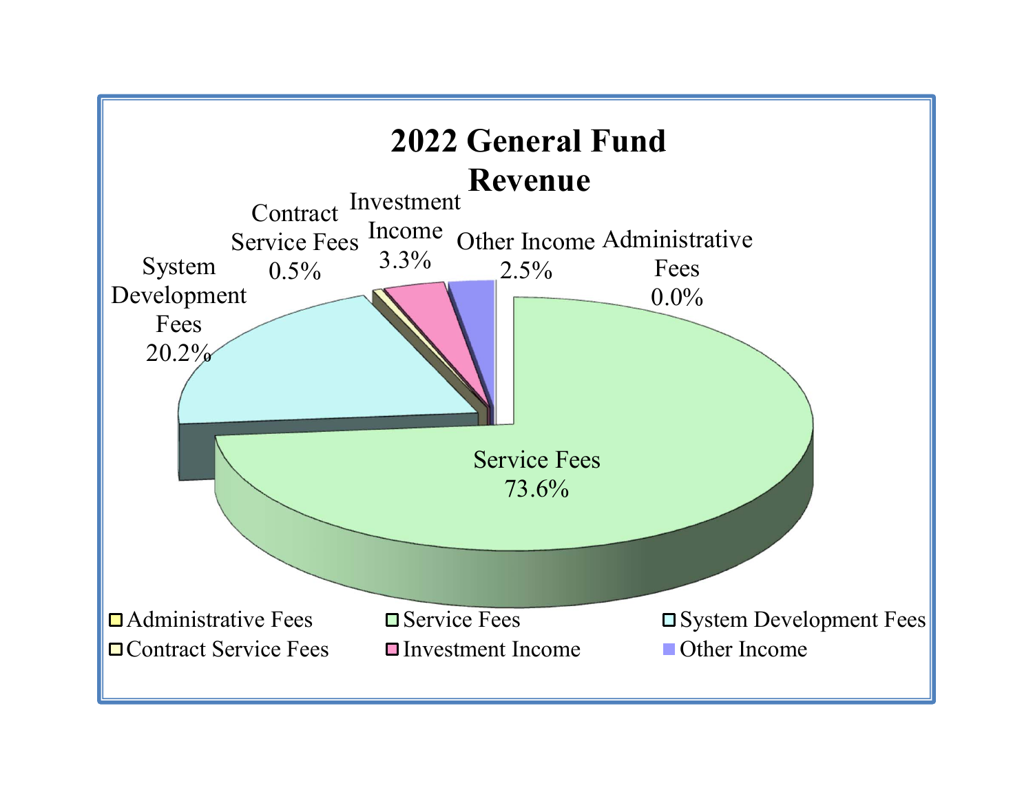# 2022 General Fund Revenue

| Category | Percentage |
|---|---|
| Administrative Fees | 0.0% |
| Service Fees | 73.6% |
| System Development Fees | 20.2% |
| Contract Service Fees | 0.5% |
| Investment Income | 3.3% |
| Other Income | 2.5% |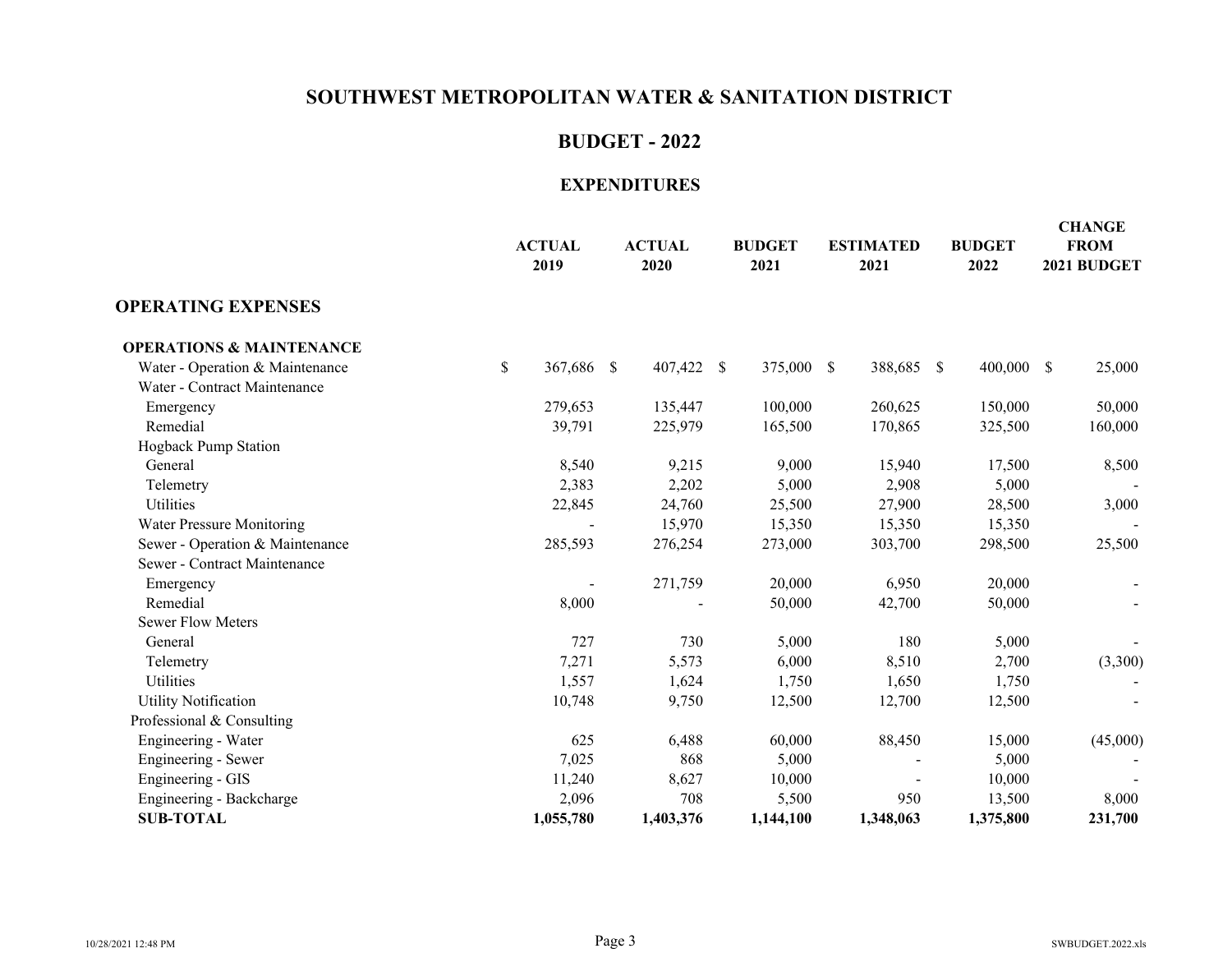# SOUTHWEST METROPOLITAN WATER & SANITATION DISTRICT

## BUDGET - 2022

### EXPENDITURES

| | ACTUAL 2019 | ACTUAL 2020 | BUDGET 2021 | ESTIMATED 2021 | BUDGET 2022 | CHANGE FROM 2021 BUDGET |
|---|---|---|---|---|---|---|
| **OPERATING EXPENSES** | | | | | | |
| **OPERATIONS & MAINTENANCE** | | | | | | |
| Water - Operation & Maintenance | $ 367,686 | $ 407,422 | $ 375,000 | $ 388,685 | $ 400,000 | $ 25,000 |
| Water - Contract Maintenance | | | | | | |
| Emergency | 279,653 | 135,447 | 100,000 | 260,625 | 150,000 | 50,000 |
| Remedial | 39,791 | 225,979 | 165,500 | 170,865 | 325,500 | 160,000 |
| Hogback Pump Station | | | | | | |
| General | 8,540 | 9,215 | 9,000 | 15,940 | 17,500 | 8,500 |
| Telemetry | 2,383 | 2,202 | 5,000 | 2,908 | 5,000 | - |
| Utilities | 22,845 | 24,760 | 25,500 | 27,900 | 28,500 | 3,000 |
| Water Pressure Monitoring | - | 15,970 | 15,350 | 15,350 | 15,350 | - |
| Sewer - Operation & Maintenance | 285,593 | 276,254 | 273,000 | 303,700 | 298,500 | 25,500 |
| Sewer - Contract Maintenance | | | | | | |
| Emergency | - | 271,759 | 20,000 | 6,950 | 20,000 | - |
| Remedial | 8,000 | - | 50,000 | 42,700 | 50,000 | - |
| Sewer Flow Meters | | | | | | |
| General | 727 | 730 | 5,000 | 180 | 5,000 | - |
| Telemetry | 7,271 | 5,573 | 6,000 | 8,510 | 2,700 | (3,300) |
| Utilities | 1,557 | 1,624 | 1,750 | 1,650 | 1,750 | - |
| Utility Notification | 10,748 | 9,750 | 12,500 | 12,700 | 12,500 | - |
| Professional & Consulting | | | | | | |
| Engineering - Water | 625 | 6,488 | 60,000 | 88,450 | 15,000 | (45,000) |
| Engineering - Sewer | 7,025 | 868 | 5,000 | - | 5,000 | - |
| Engineering - GIS | 11,240 | 8,627 | 10,000 | - | 10,000 | - |
| Engineering - Backcharge | 2,096 | 708 | 5,500 | 950 | 13,500 | 8,000 |
| **SUB-TOTAL** | **1,055,780** | **1,403,376** | **1,144,100** | **1,348,063** | **1,375,800** | **231,700** |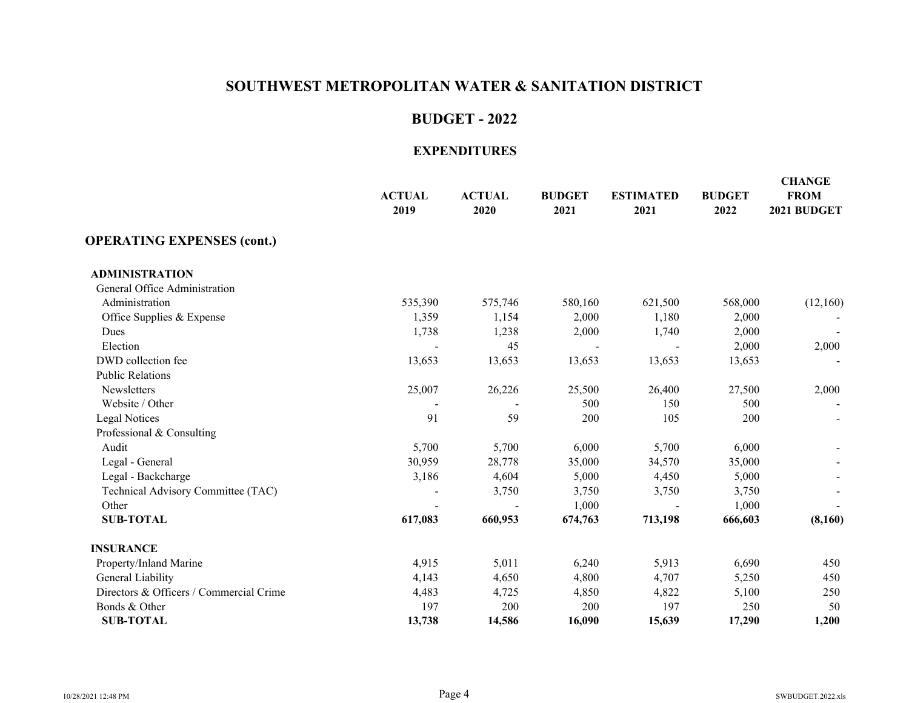# SOUTHWEST METROPOLITAN WATER & SANITATION DISTRICT

## BUDGET - 2022

### EXPENDITURES

| | ACTUAL 2019 | ACTUAL 2020 | BUDGET 2021 | ESTIMATED 2021 | BUDGET 2022 | CHANGE FROM 2021 BUDGET |
|---|---|---|---|---|---|---|
| **OPERATING EXPENSES (cont.)** | | | | | | |
| **ADMINISTRATION** | | | | | | |
| General Office Administration | | | | | | |
| Administration | 535,390 | 575,746 | 580,160 | 621,500 | 568,000 | (12,160) |
| Office Supplies & Expense | 1,359 | 1,154 | 2,000 | 1,180 | 2,000 | - |
| Dues | 1,738 | 1,238 | 2,000 | 1,740 | 2,000 | - |
| Election | - | 45 | - | - | 2,000 | 2,000 |
| DWD collection fee | 13,653 | 13,653 | 13,653 | 13,653 | 13,653 | - |
| Public Relations | | | | | | |
| Newsletters | 25,007 | 26,226 | 25,500 | 26,400 | 27,500 | 2,000 |
| Website / Other | - | - | 500 | 150 | 500 | - |
| Legal Notices | 91 | 59 | 200 | 105 | 200 | - |
| Professional & Consulting | | | | | | |
| Audit | 5,700 | 5,700 | 6,000 | 5,700 | 6,000 | - |
| Legal - General | 30,959 | 28,778 | 35,000 | 34,570 | 35,000 | - |
| Legal - Backcharge | 3,186 | 4,604 | 5,000 | 4,450 | 5,000 | - |
| Technical Advisory Committee (TAC) | - | 3,750 | 3,750 | 3,750 | 3,750 | - |
| Other | - | - | 1,000 | - | 1,000 | - |
| **SUB-TOTAL** | **617,083** | **660,953** | **674,763** | **713,198** | **666,603** | **(8,160)** |
| **INSURANCE** | | | | | | |
| Property/Inland Marine | 4,915 | 5,011 | 6,240 | 5,913 | 6,690 | 450 |
| General Liability | 4,143 | 4,650 | 4,800 | 4,707 | 5,250 | 450 |
| Directors & Officers / Commercial Crime | 4,483 | 4,725 | 4,850 | 4,822 | 5,100 | 250 |
| Bonds & Other | 197 | 200 | 200 | 197 | 250 | 50 |
| **SUB-TOTAL** | **13,738** | **14,586** | **16,090** | **15,639** | **17,290** | **1,200** |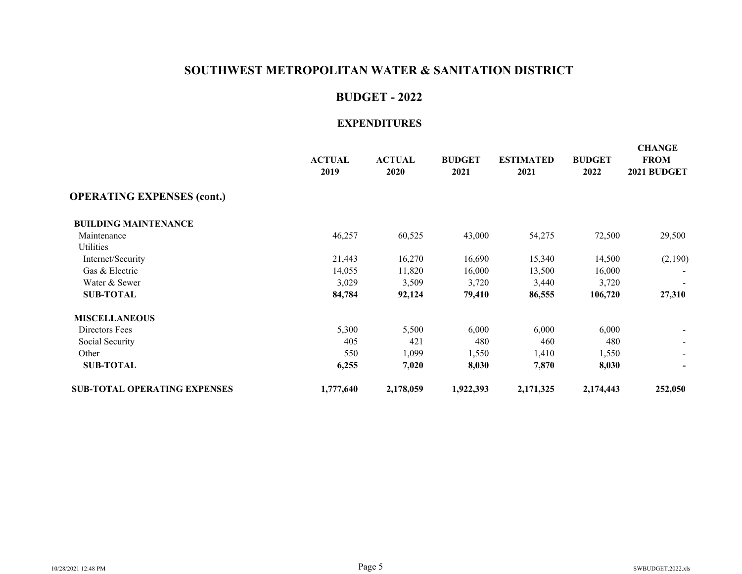# SOUTHWEST METROPOLITAN WATER & SANITATION DISTRICT

## BUDGET - 2022

### EXPENDITURES

| | ACTUAL 2019 | ACTUAL 2020 | BUDGET 2021 | ESTIMATED 2021 | BUDGET 2022 | CHANGE FROM 2021 BUDGET |
|---|---|---|---|---|---|---|
| **OPERATING EXPENSES (cont.)** | | | | | | |
| **BUILDING MAINTENANCE** | | | | | | |
| Maintenance | 46,257 | 60,525 | 43,000 | 54,275 | 72,500 | 29,500 |
| Utilities | | | | | | |
| Internet/Security | 21,443 | 16,270 | 16,690 | 15,340 | 14,500 | (2,190) |
| Gas & Electric | 14,055 | 11,820 | 16,000 | 13,500 | 16,000 | - |
| Water & Sewer | 3,029 | 3,509 | 3,720 | 3,440 | 3,720 | - |
| **SUB-TOTAL** | **84,784** | **92,124** | **79,410** | **86,555** | **106,720** | **27,310** |
| **MISCELLANEOUS** | | | | | | |
| Directors Fees | 5,300 | 5,500 | 6,000 | 6,000 | 6,000 | - |
| Social Security | 405 | 421 | 480 | 460 | 480 | - |
| Other | 550 | 1,099 | 1,550 | 1,410 | 1,550 | - |
| **SUB-TOTAL** | **6,255** | **7,020** | **8,030** | **7,870** | **8,030** | **-** |
| **SUB-TOTAL OPERATING EXPENSES** | **1,777,640** | **2,178,059** | **1,922,393** | **2,171,325** | **2,174,443** | **252,050** |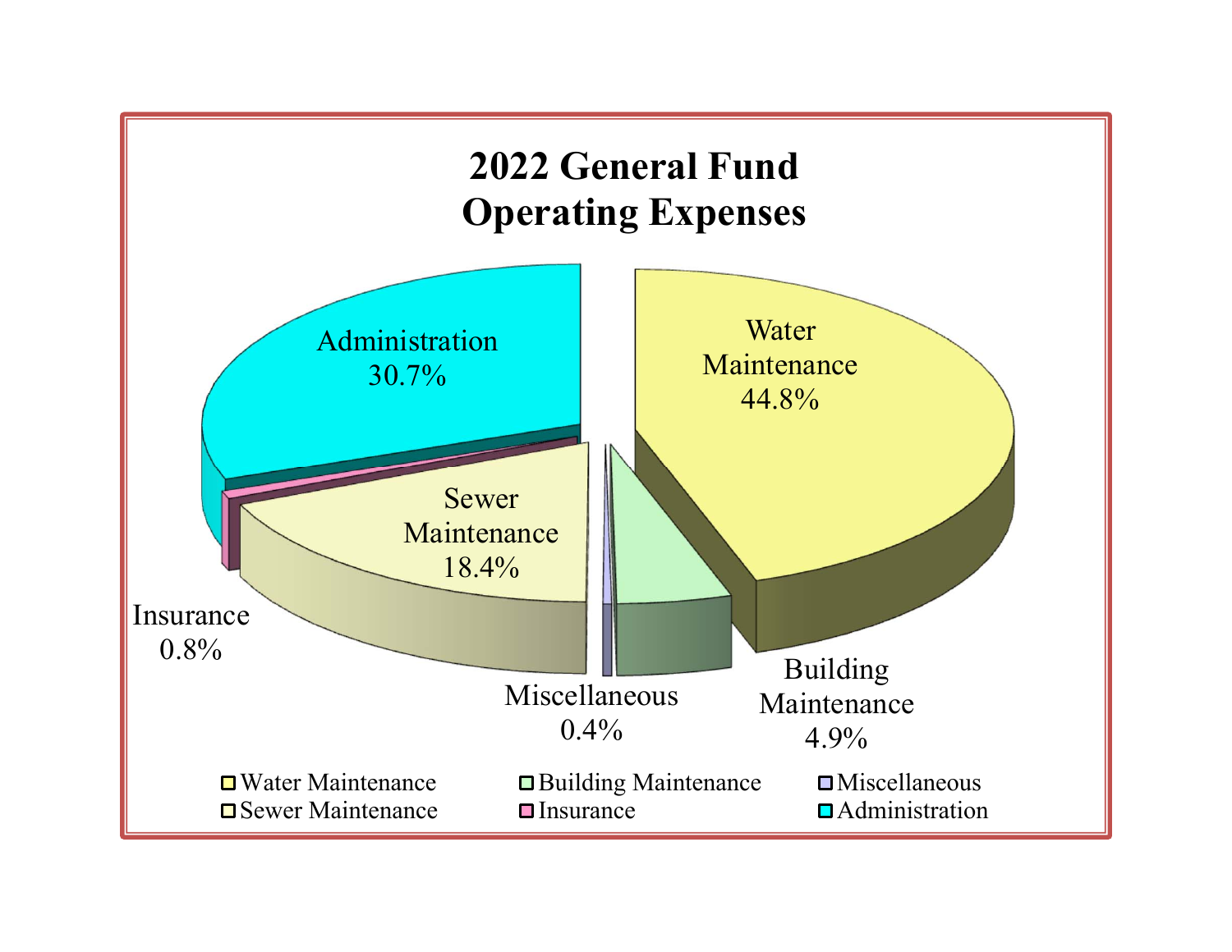# 2022 General Fund Operating Expenses

Administration 30.7%

Water Maintenance 44.8%

Sewer Maintenance 18.4%

Insurance 0.8%

Miscellaneous 0.4%

Building Maintenance 4.9%

- Water Maintenance
- Building Maintenance
- Miscellaneous
- Sewer Maintenance
- Insurance
- Administration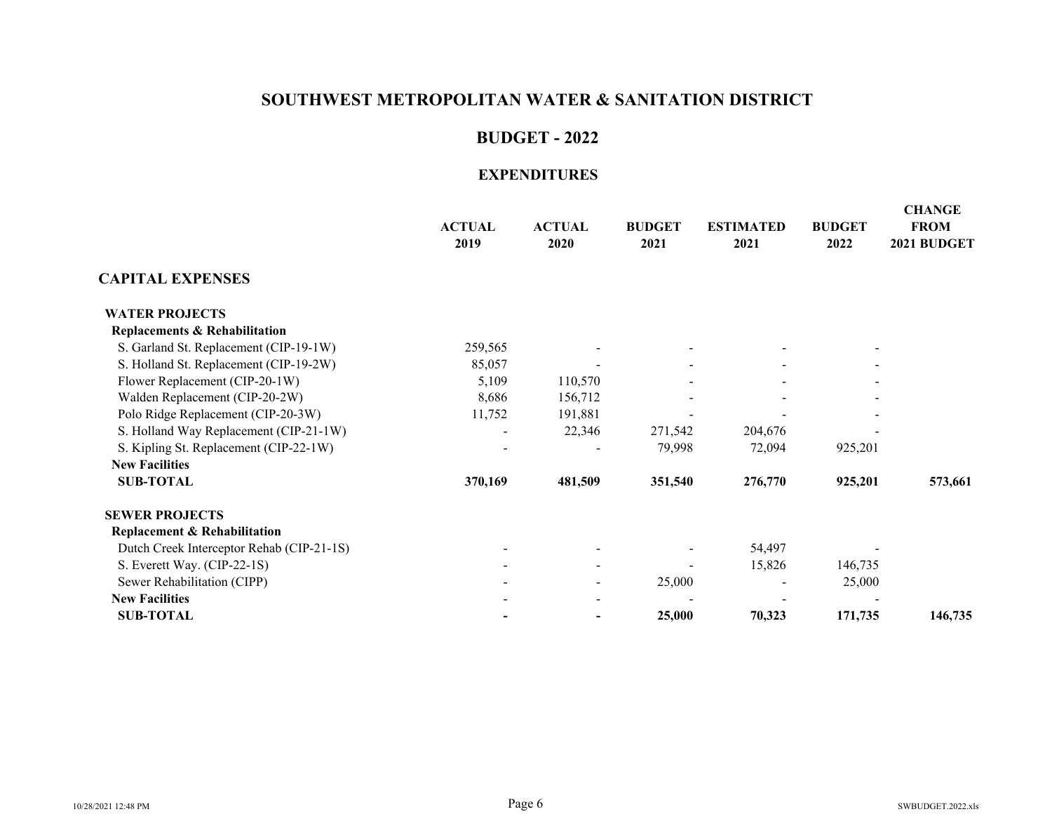# SOUTHWEST METROPOLITAN WATER & SANITATION DISTRICT

## BUDGET - 2022

### EXPENDITURES

| | ACTUAL 2019 | ACTUAL 2020 | BUDGET 2021 | ESTIMATED 2021 | BUDGET 2022 | CHANGE FROM 2021 BUDGET |
|---|---|---|---|---|---|---|
| **CAPITAL EXPENSES** | | | | | | |
| **WATER PROJECTS** | | | | | | |
| **Replacements & Rehabilitation** | | | | | | |
| S. Garland St. Replacement (CIP-19-1W) | 259,565 | - | - | - | - | |
| S. Holland St. Replacement (CIP-19-2W) | 85,057 | - | - | - | - | |
| Flower Replacement (CIP-20-1W) | 5,109 | 110,570 | - | - | - | |
| Walden Replacement (CIP-20-2W) | 8,686 | 156,712 | - | - | - | |
| Polo Ridge Replacement (CIP-20-3W) | 11,752 | 191,881 | - | - | - | |
| S. Holland Way Replacement (CIP-21-1W) | - | 22,346 | 271,542 | 204,676 | - | |
| S. Kipling St. Replacement (CIP-22-1W) | - | - | 79,998 | 72,094 | 925,201 | |
| **New Facilities** | | | | | | |
| **SUB-TOTAL** | **370,169** | **481,509** | **351,540** | **276,770** | **925,201** | **573,661** |
| **SEWER PROJECTS** | | | | | | |
| **Replacement & Rehabilitation** | | | | | | |
| Dutch Creek Interceptor Rehab (CIP-21-1S) | - | - | - | 54,497 | - | |
| S. Everett Way. (CIP-22-1S) | - | - | - | 15,826 | 146,735 | |
| Sewer Rehabilitation (CIPP) | - | - | 25,000 | - | 25,000 | |
| **New Facilities** | - | - | - | - | - | |
| **SUB-TOTAL** | **-** | **-** | **25,000** | **70,323** | **171,735** | **146,735** |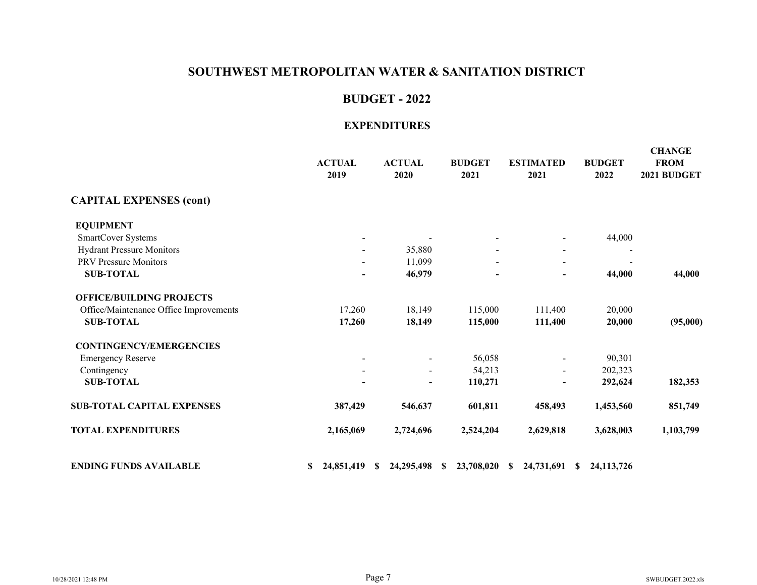# SOUTHWEST METROPOLITAN WATER & SANITATION DISTRICT

## BUDGET - 2022

### EXPENDITURES

| | ACTUAL 2019 | ACTUAL 2020 | BUDGET 2021 | ESTIMATED 2021 | BUDGET 2022 | CHANGE FROM 2021 BUDGET |
|---|---|---|---|---|---|---|
| **CAPITAL EXPENSES (cont)** | | | | | | |
| **EQUIPMENT** | | | | | | |
| SmartCover Systems | - | - | - | - | 44,000 | |
| Hydrant Pressure Monitors | - | 35,880 | - | - | - | |
| PRV Pressure Monitors | - | 11,099 | - | - | - | |
| **SUB-TOTAL** | **-** | **46,979** | **-** | **-** | **44,000** | **44,000** |
| **OFFICE/BUILDING PROJECTS** | | | | | | |
| Office/Maintenance Office Improvements | 17,260 | 18,149 | 115,000 | 111,400 | 20,000 | |
| **SUB-TOTAL** | **17,260** | **18,149** | **115,000** | **111,400** | **20,000** | **(95,000)** |
| **CONTINGENCY/EMERGENCIES** | | | | | | |
| Emergency Reserve | - | - | 56,058 | - | 90,301 | |
| Contingency | - | - | 54,213 | - | 202,323 | |
| **SUB-TOTAL** | **-** | **-** | **110,271** | **-** | **292,624** | **182,353** |
| **SUB-TOTAL CAPITAL EXPENSES** | **387,429** | **546,637** | **601,811** | **458,493** | **1,453,560** | **851,749** |
| **TOTAL EXPENDITURES** | **2,165,069** | **2,724,696** | **2,524,204** | **2,629,818** | **3,628,003** | **1,103,799** |
| **ENDING FUNDS AVAILABLE** | **$ 24,851,419** | **$ 24,295,498** | **$ 23,708,020** | **$ 24,731,691** | **$ 24,113,726** | |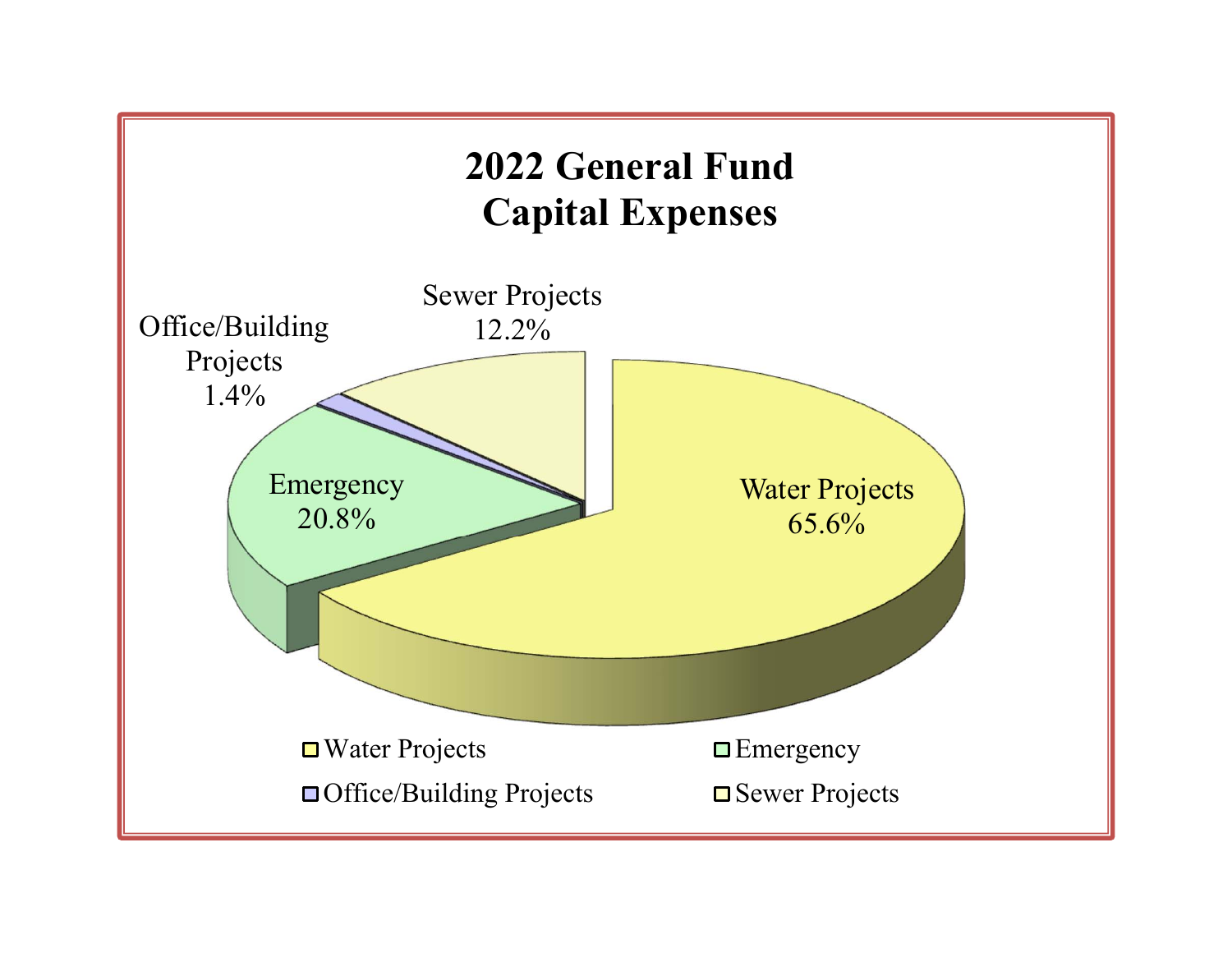# 2022 General Fund
# Capital Expenses

Sewer Projects
12.2%

Office/Building
Projects
1.4%

Emergency
20.8%

Water Projects
65.6%

- Water Projects
- Emergency
- Office/Building Projects
- Sewer Projects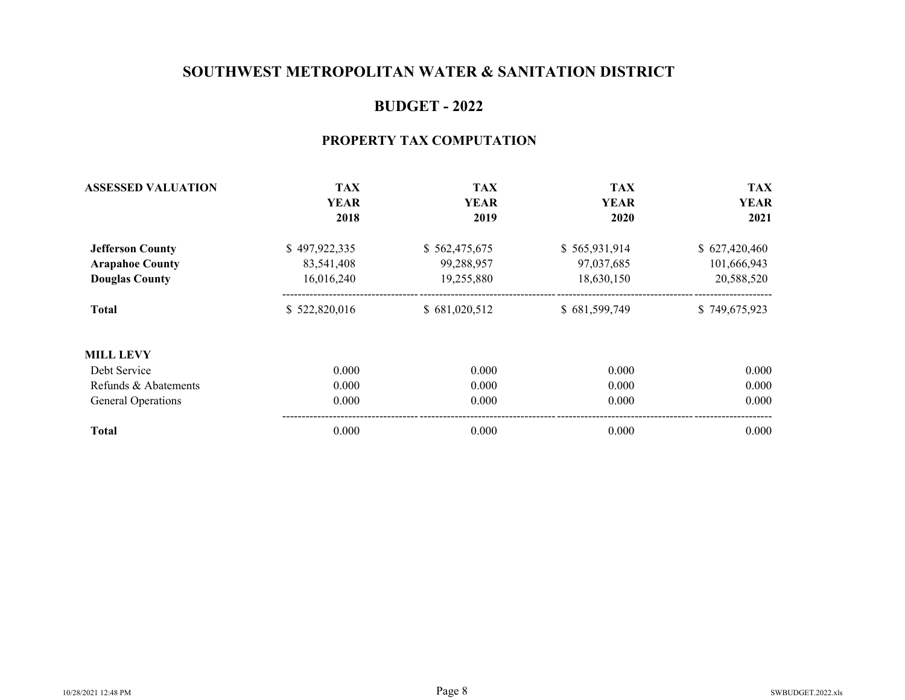# SOUTHWEST METROPOLITAN WATER & SANITATION DISTRICT

## BUDGET - 2022

### PROPERTY TAX COMPUTATION

| ASSESSED VALUATION | TAX YEAR 2018 | TAX YEAR 2019 | TAX YEAR 2020 | TAX YEAR 2021 |
|---|---|---|---|---|
| **Jefferson County** | $ 497,922,335 | $ 562,475,675 | $ 565,931,914 | $ 627,420,460 |
| **Arapahoe County** | 83,541,408 | 99,288,957 | 97,037,685 | 101,666,943 |
| **Douglas County** | 16,016,240 | 19,255,880 | 18,630,150 | 20,588,520 |
| **Total** | $ 522,820,016 | $ 681,020,512 | $ 681,599,749 | $ 749,675,923 |
| **MILL LEVY** | | | | |
| Debt Service | 0.000 | 0.000 | 0.000 | 0.000 |
| Refunds & Abatements | 0.000 | 0.000 | 0.000 | 0.000 |
| General Operations | 0.000 | 0.000 | 0.000 | 0.000 |
| **Total** | 0.000 | 0.000 | 0.000 | 0.000 |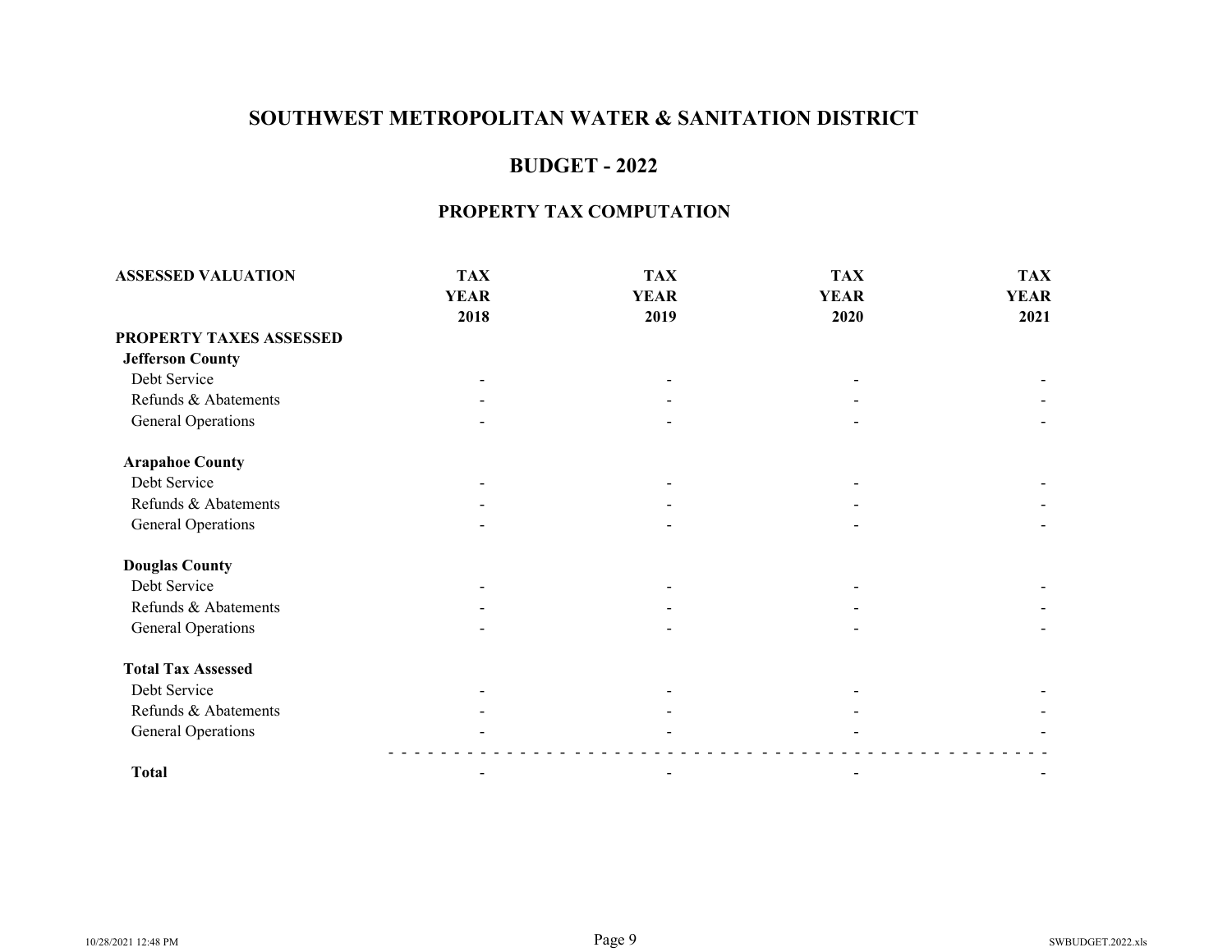# SOUTHWEST METROPOLITAN WATER & SANITATION DISTRICT

## BUDGET - 2022

### PROPERTY TAX COMPUTATION

| ASSESSED VALUATION | TAX YEAR 2018 | TAX YEAR 2019 | TAX YEAR 2020 | TAX YEAR 2021 |
|---|---|---|---|---|
| **PROPERTY TAXES ASSESSED** | | | | |
| **Jefferson County** | | | | |
| Debt Service | - | - | - | - |
| Refunds & Abatements | - | - | - | - |
| General Operations | - | - | - | - |
| | | | | |
| **Arapahoe County** | | | | |
| Debt Service | - | - | - | - |
| Refunds & Abatements | - | - | - | - |
| General Operations | - | - | - | - |
| | | | | |
| **Douglas County** | | | | |
| Debt Service | - | - | - | - |
| Refunds & Abatements | - | - | - | - |
| General Operations | - | - | - | - |
| | | | | |
| **Total Tax Assessed** | | | | |
| Debt Service | - | - | - | - |
| Refunds & Abatements | - | - | - | - |
| General Operations | - | - | - | - |
| **Total** | - | - | - | - |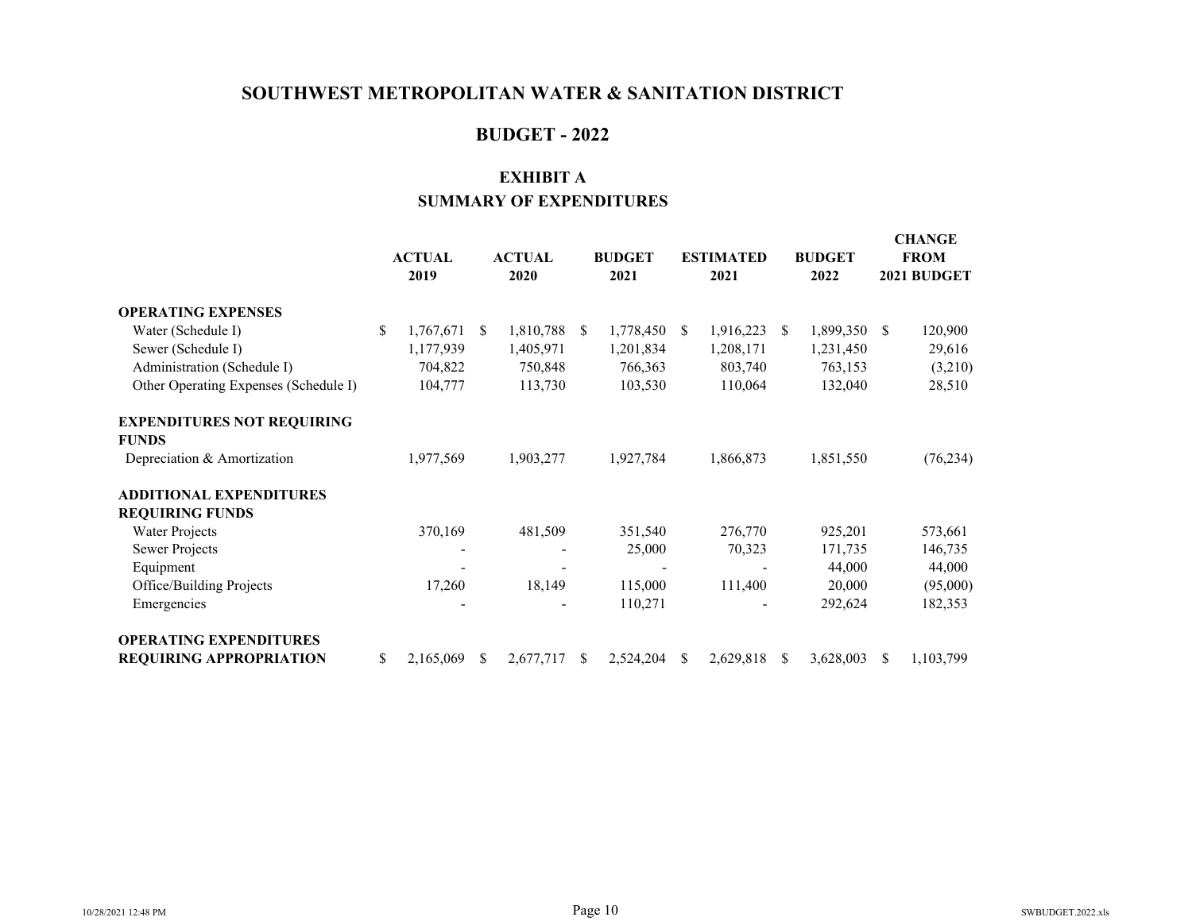# SOUTHWEST METROPOLITAN WATER & SANITATION DISTRICT

## BUDGET - 2022

### EXHIBIT A
### SUMMARY OF EXPENDITURES

| | ACTUAL 2019 | ACTUAL 2020 | BUDGET 2021 | ESTIMATED 2021 | BUDGET 2022 | CHANGE FROM 2021 BUDGET |
|---|---|---|---|---|---|---|
| **OPERATING EXPENSES** | | | | | | |
| Water (Schedule I) | $ 1,767,671 | $ 1,810,788 | $ 1,778,450 | $ 1,916,223 | $ 1,899,350 | $ 120,900 |
| Sewer (Schedule I) | 1,177,939 | 1,405,971 | 1,201,834 | 1,208,171 | 1,231,450 | 29,616 |
| Administration (Schedule I) | 704,822 | 750,848 | 766,363 | 803,740 | 763,153 | (3,210) |
| Other Operating Expenses (Schedule I) | 104,777 | 113,730 | 103,530 | 110,064 | 132,040 | 28,510 |
| **EXPENDITURES NOT REQUIRING FUNDS** | | | | | | |
| Depreciation & Amortization | 1,977,569 | 1,903,277 | 1,927,784 | 1,866,873 | 1,851,550 | (76,234) |
| **ADDITIONAL EXPENDITURES REQUIRING FUNDS** | | | | | | |
| Water Projects | 370,169 | 481,509 | 351,540 | 276,770 | 925,201 | 573,661 |
| Sewer Projects | - | - | 25,000 | 70,323 | 171,735 | 146,735 |
| Equipment | - | - | - | - | 44,000 | 44,000 |
| Office/Building Projects | 17,260 | 18,149 | 115,000 | 111,400 | 20,000 | (95,000) |
| Emergencies | - | - | 110,271 | - | 292,624 | 182,353 |
| **OPERATING EXPENDITURES REQUIRING APPROPRIATION** | $ 2,165,069 | $ 2,677,717 | $ 2,524,204 | $ 2,629,818 | $ 3,628,003 | $ 1,103,799 |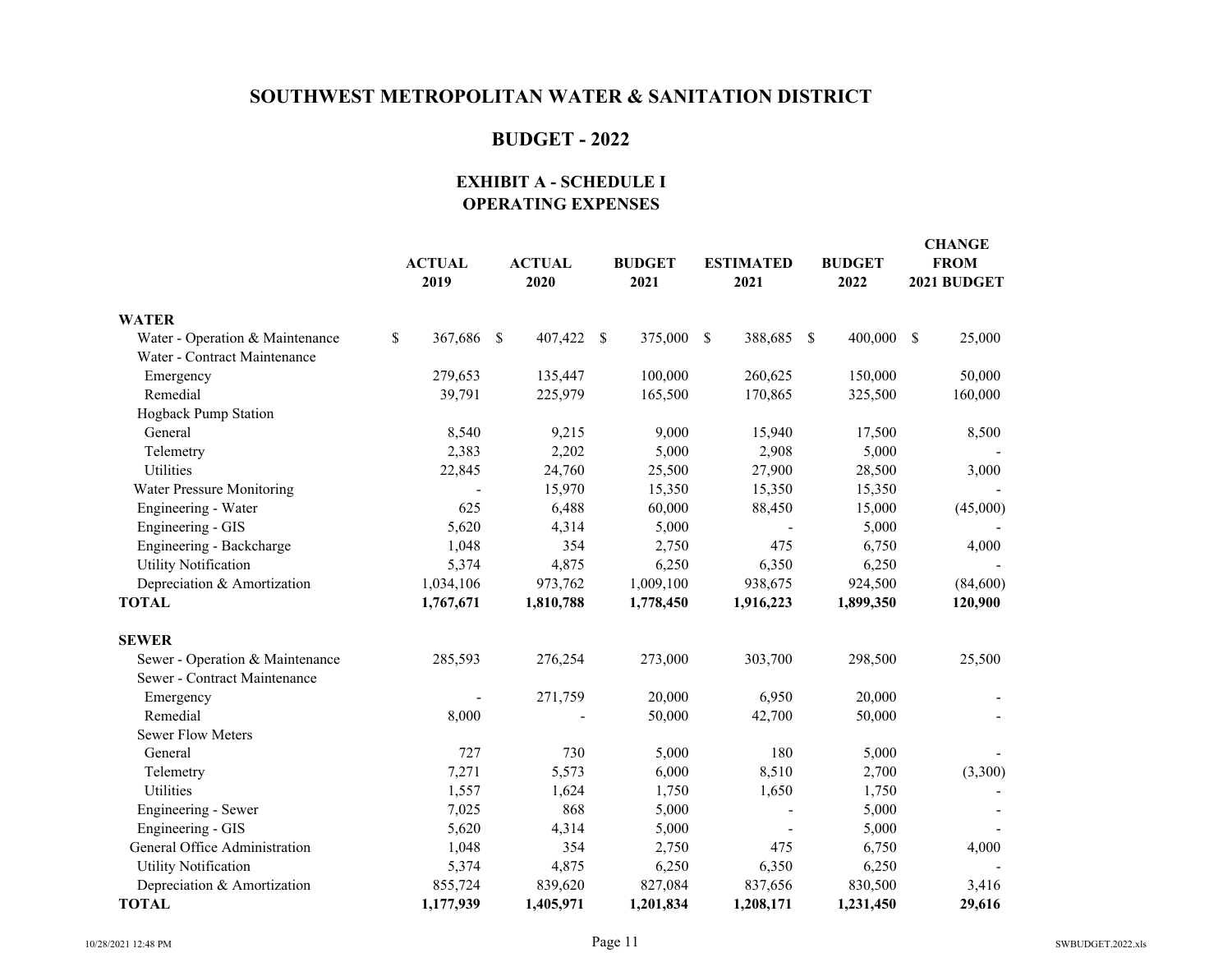# SOUTHWEST METROPOLITAN WATER & SANITATION DISTRICT

## BUDGET - 2022

### EXHIBIT A - SCHEDULE I
### OPERATING EXPENSES

| | ACTUAL 2019 | ACTUAL 2020 | BUDGET 2021 | ESTIMATED 2021 | BUDGET 2022 | CHANGE FROM 2021 BUDGET |
|---|---|---|---|---|---|---|
| **WATER** | | | | | | |
| Water - Operation & Maintenance | $ 367,686 | $ 407,422 | $ 375,000 | $ 388,685 | $ 400,000 | $ 25,000 |
| Water - Contract Maintenance | | | | | | |
| Emergency | 279,653 | 135,447 | 100,000 | 260,625 | 150,000 | 50,000 |
| Remedial | 39,791 | 225,979 | 165,500 | 170,865 | 325,500 | 160,000 |
| Hogback Pump Station | | | | | | |
| General | 8,540 | 9,215 | 9,000 | 15,940 | 17,500 | 8,500 |
| Telemetry | 2,383 | 2,202 | 5,000 | 2,908 | 5,000 | - |
| Utilities | 22,845 | 24,760 | 25,500 | 27,900 | 28,500 | 3,000 |
| Water Pressure Monitoring | - | 15,970 | 15,350 | 15,350 | 15,350 | - |
| Engineering - Water | 625 | 6,488 | 60,000 | 88,450 | 15,000 | (45,000) |
| Engineering - GIS | 5,620 | 4,314 | 5,000 | - | 5,000 | - |
| Engineering - Backcharge | 1,048 | 354 | 2,750 | 475 | 6,750 | 4,000 |
| Utility Notification | 5,374 | 4,875 | 6,250 | 6,350 | 6,250 | - |
| Depreciation & Amortization | 1,034,106 | 973,762 | 1,009,100 | 938,675 | 924,500 | (84,600) |
| **TOTAL** | **1,767,671** | **1,810,788** | **1,778,450** | **1,916,223** | **1,899,350** | **120,900** |
| | | | | | | |
| **SEWER** | | | | | | |
| Sewer - Operation & Maintenance | 285,593 | 276,254 | 273,000 | 303,700 | 298,500 | 25,500 |
| Sewer - Contract Maintenance | | | | | | |
| Emergency | - | 271,759 | 20,000 | 6,950 | 20,000 | - |
| Remedial | 8,000 | - | 50,000 | 42,700 | 50,000 | - |
| Sewer Flow Meters | | | | | | |
| General | 727 | 730 | 5,000 | 180 | 5,000 | - |
| Telemetry | 7,271 | 5,573 | 6,000 | 8,510 | 2,700 | (3,300) |
| Utilities | 1,557 | 1,624 | 1,750 | 1,650 | 1,750 | - |
| Engineering - Sewer | 7,025 | 868 | 5,000 | - | 5,000 | - |
| Engineering - GIS | 5,620 | 4,314 | 5,000 | - | 5,000 | - |
| General Office Administration | 1,048 | 354 | 2,750 | 475 | 6,750 | 4,000 |
| Utility Notification | 5,374 | 4,875 | 6,250 | 6,350 | 6,250 | - |
| Depreciation & Amortization | 855,724 | 839,620 | 827,084 | 837,656 | 830,500 | 3,416 |
| **TOTAL** | **1,177,939** | **1,405,971** | **1,201,834** | **1,208,171** | **1,231,450** | **29,616** |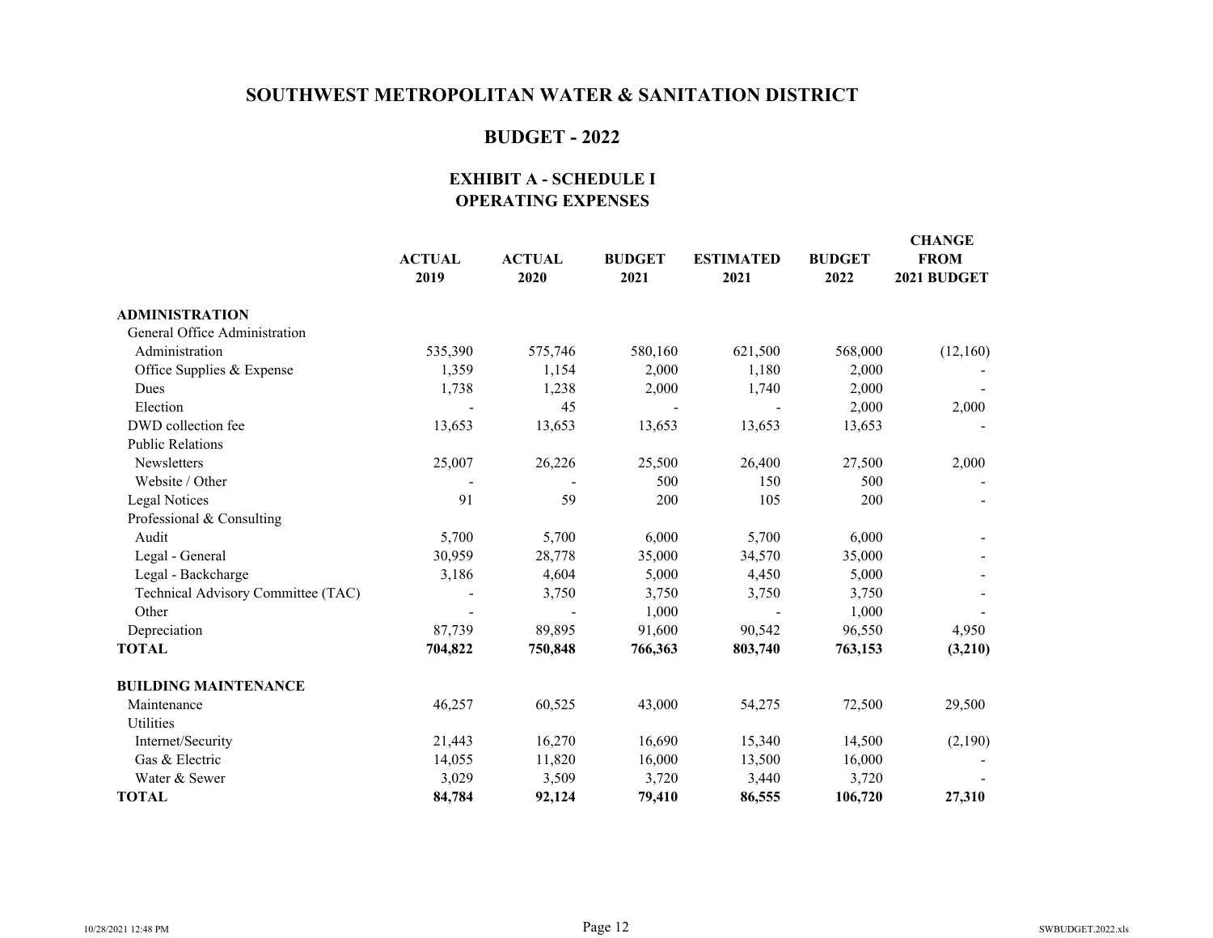# SOUTHWEST METROPOLITAN WATER & SANITATION DISTRICT

## BUDGET - 2022

### EXHIBIT A - SCHEDULE I
### OPERATING EXPENSES

| | ACTUAL 2019 | ACTUAL 2020 | BUDGET 2021 | ESTIMATED 2021 | BUDGET 2022 | CHANGE FROM 2021 BUDGET |
|---|---|---|---|---|---|---|
| **ADMINISTRATION** | | | | | | |
| General Office Administration | | | | | | |
| Administration | 535,390 | 575,746 | 580,160 | 621,500 | 568,000 | (12,160) |
| Office Supplies & Expense | 1,359 | 1,154 | 2,000 | 1,180 | 2,000 | - |
| Dues | 1,738 | 1,238 | 2,000 | 1,740 | 2,000 | - |
| Election | - | 45 | - | - | 2,000 | 2,000 |
| DWD collection fee | 13,653 | 13,653 | 13,653 | 13,653 | 13,653 | - |
| Public Relations | | | | | | |
| Newsletters | 25,007 | 26,226 | 25,500 | 26,400 | 27,500 | 2,000 |
| Website / Other | - | - | 500 | 150 | 500 | - |
| Legal Notices | 91 | 59 | 200 | 105 | 200 | - |
| Professional & Consulting | | | | | | |
| Audit | 5,700 | 5,700 | 6,000 | 5,700 | 6,000 | - |
| Legal - General | 30,959 | 28,778 | 35,000 | 34,570 | 35,000 | - |
| Legal - Backcharge | 3,186 | 4,604 | 5,000 | 4,450 | 5,000 | - |
| Technical Advisory Committee (TAC) | - | 3,750 | 3,750 | 3,750 | 3,750 | - |
| Other | - | - | 1,000 | - | 1,000 | - |
| Depreciation | 87,739 | 89,895 | 91,600 | 90,542 | 96,550 | 4,950 |
| **TOTAL** | **704,822** | **750,848** | **766,363** | **803,740** | **763,153** | **(3,210)** |
| | | | | | | |
| **BUILDING MAINTENANCE** | | | | | | |
| Maintenance | 46,257 | 60,525 | 43,000 | 54,275 | 72,500 | 29,500 |
| Utilities | | | | | | |
| Internet/Security | 21,443 | 16,270 | 16,690 | 15,340 | 14,500 | (2,190) |
| Gas & Electric | 14,055 | 11,820 | 16,000 | 13,500 | 16,000 | - |
| Water & Sewer | 3,029 | 3,509 | 3,720 | 3,440 | 3,720 | - |
| **TOTAL** | **84,784** | **92,124** | **79,410** | **86,555** | **106,720** | **27,310** |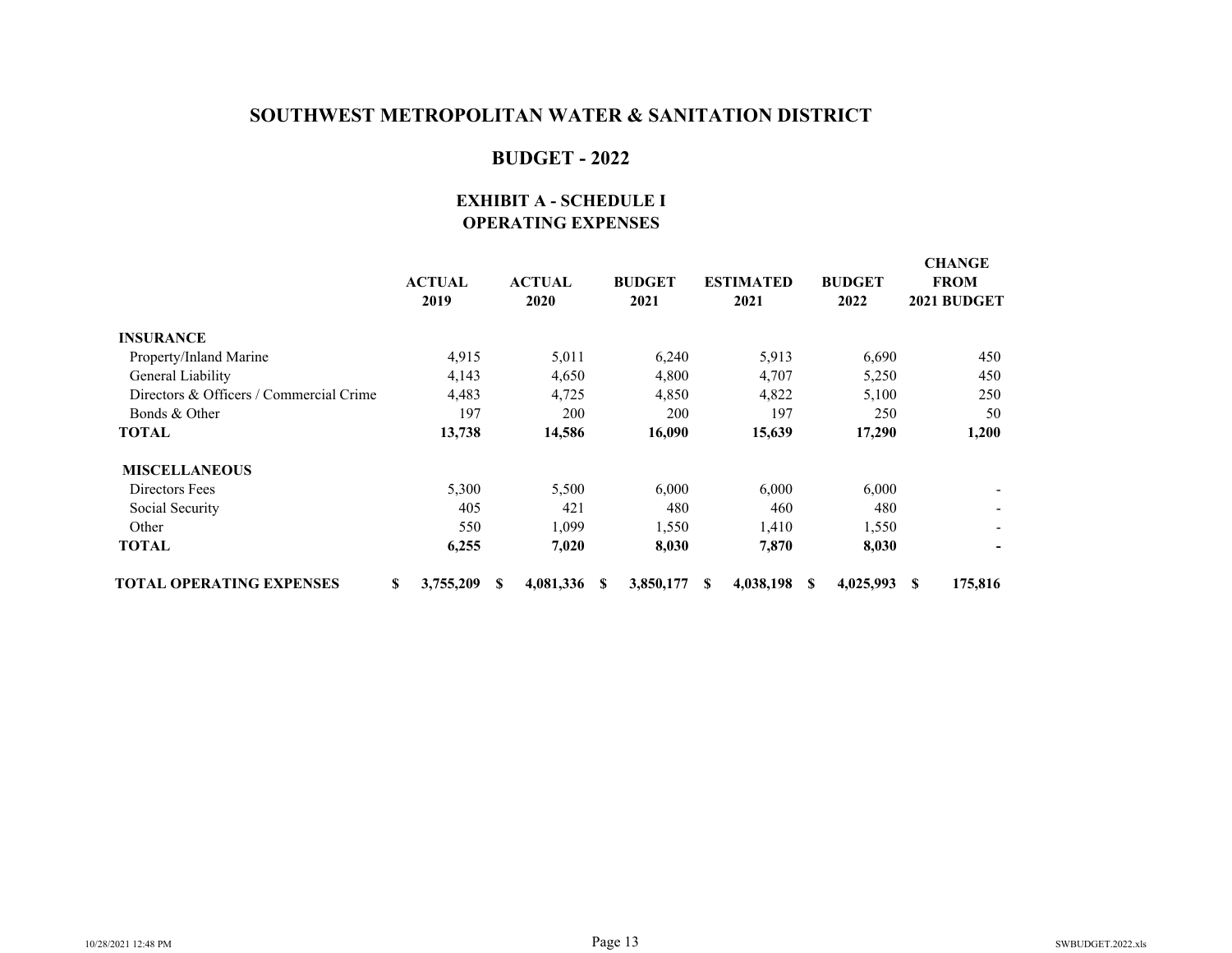# SOUTHWEST METROPOLITAN WATER & SANITATION DISTRICT

## BUDGET - 2022

### EXHIBIT A - SCHEDULE I
### OPERATING EXPENSES

| | ACTUAL 2019 | ACTUAL 2020 | BUDGET 2021 | ESTIMATED 2021 | BUDGET 2022 | CHANGE FROM 2021 BUDGET |
|---|---|---|---|---|---|---|
| **INSURANCE** | | | | | | |
| Property/Inland Marine | 4,915 | 5,011 | 6,240 | 5,913 | 6,690 | 450 |
| General Liability | 4,143 | 4,650 | 4,800 | 4,707 | 5,250 | 450 |
| Directors & Officers / Commercial Crime | 4,483 | 4,725 | 4,850 | 4,822 | 5,100 | 250 |
| Bonds & Other | 197 | 200 | 200 | 197 | 250 | 50 |
| **TOTAL** | **13,738** | **14,586** | **16,090** | **15,639** | **17,290** | **1,200** |
| **MISCELLANEOUS** | | | | | | |
| Directors Fees | 5,300 | 5,500 | 6,000 | 6,000 | 6,000 | - |
| Social Security | 405 | 421 | 480 | 460 | 480 | - |
| Other | 550 | 1,099 | 1,550 | 1,410 | 1,550 | - |
| **TOTAL** | **6,255** | **7,020** | **8,030** | **7,870** | **8,030** | **-** |
| **TOTAL OPERATING EXPENSES** | **$ 3,755,209** | **$ 4,081,336** | **$ 3,850,177** | **$ 4,038,198** | **$ 4,025,993** | **$ 175,816** |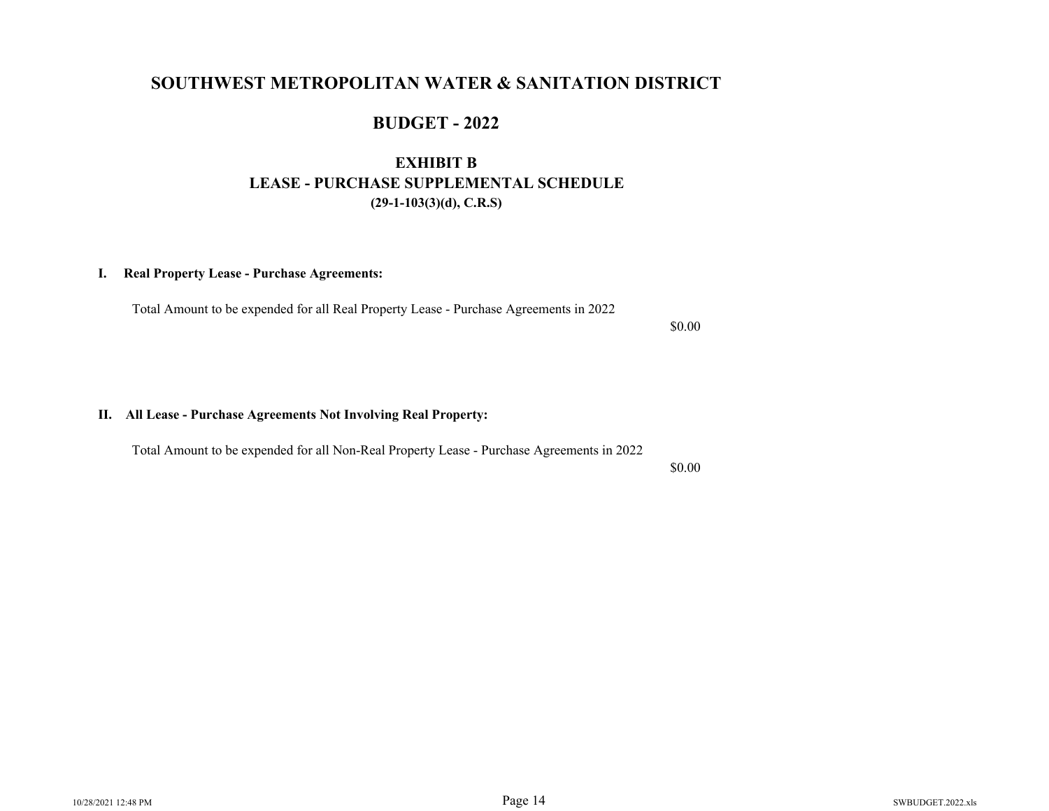# SOUTHWEST METROPOLITAN WATER & SANITATION DISTRICT

## BUDGET - 2022

### EXHIBIT B
### LEASE - PURCHASE SUPPLEMENTAL SCHEDULE
**(29-1-103(3)(d), C.R.S)**

**I. Real Property Lease - Purchase Agreements:**

Total Amount to be expended for all Real Property Lease - Purchase Agreements in 2022

$0.00

**II. All Lease - Purchase Agreements Not Involving Real Property:**

Total Amount to be expended for all Non-Real Property Lease - Purchase Agreements in 2022

$0.00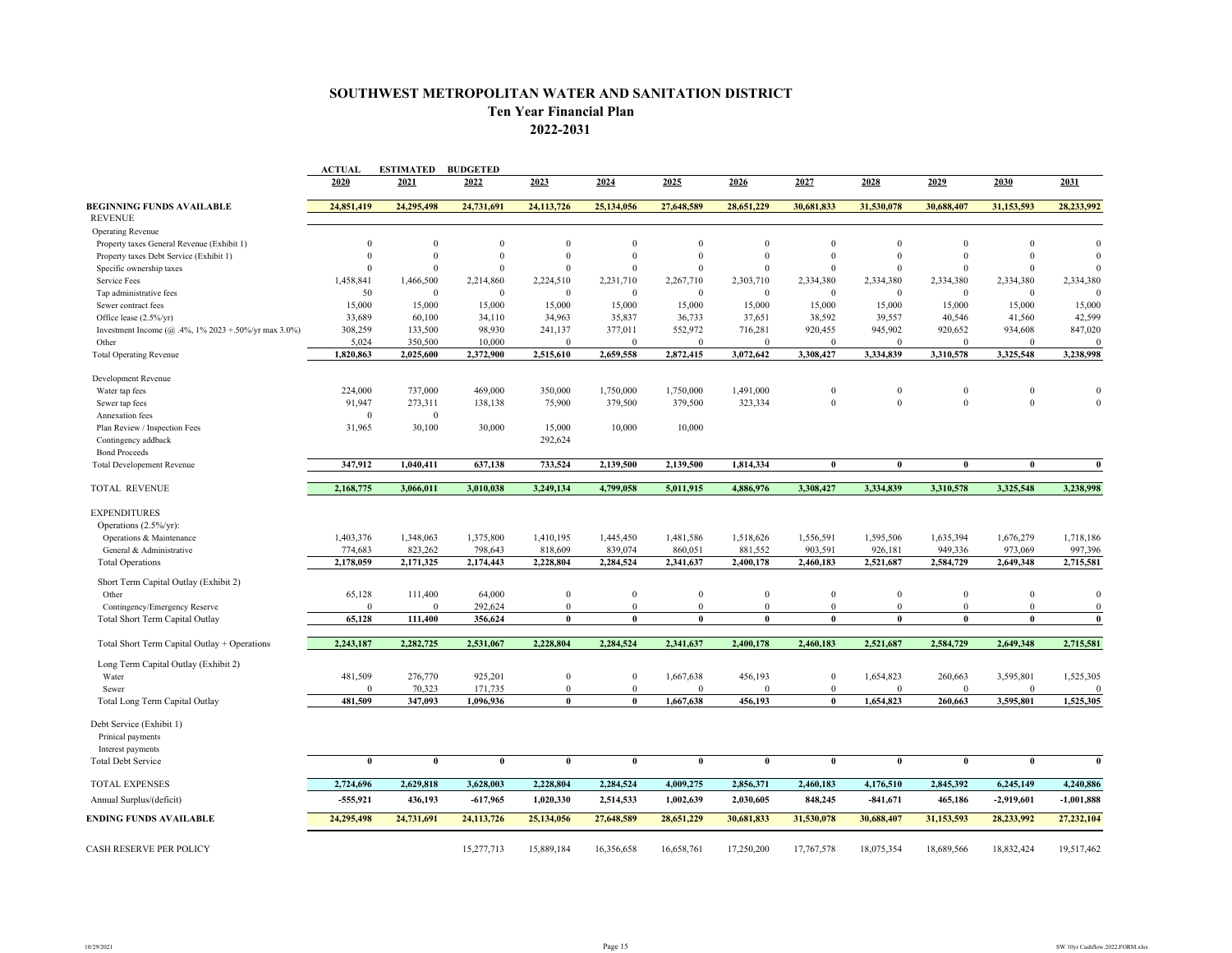# SOUTHWEST METROPOLITAN WATER AND SANITATION DISTRICT

## Ten Year Financial Plan

## 2022-2031

| | ACTUAL 2020 | ESTIMATED 2021 | BUDGETED 2022 | 2023 | 2024 | 2025 | 2026 | 2027 | 2028 | 2029 | 2030 | 2031 |
|---|---|---|---|---|---|---|---|---|---|---|---|---|
| **BEGINNING FUNDS AVAILABLE** | **24,851,419** | **24,295,498** | **24,731,691** | **24,113,726** | **25,134,056** | **27,648,589** | **28,651,229** | **30,681,833** | **31,530,078** | **30,688,407** | **31,153,593** | **28,233,992** |
| REVENUE | | | | | | | | | | | | |
| Operating Revenue | | | | | | | | | | | | |
| Property taxes General Revenue (Exhibit 1) | 0 | 0 | 0 | 0 | 0 | 0 | 0 | 0 | 0 | 0 | 0 | 0 |
| Property taxes Debt Service (Exhibit 1) | 0 | 0 | 0 | 0 | 0 | 0 | 0 | 0 | 0 | 0 | 0 | 0 |
| Specific ownership taxes | 0 | 0 | 0 | 0 | 0 | 0 | 0 | 0 | 0 | 0 | 0 | 0 |
| Service Fees | 1,458,841 | 1,466,500 | 2,214,860 | 2,224,510 | 2,231,710 | 2,267,710 | 2,303,710 | 2,334,380 | 2,334,380 | 2,334,380 | 2,334,380 | 2,334,380 |
| Tap administrative fees | 50 | 0 | 0 | 0 | 0 | 0 | 0 | 0 | 0 | 0 | 0 | 0 |
| Sewer contract fees | 15,000 | 15,000 | 15,000 | 15,000 | 15,000 | 15,000 | 15,000 | 15,000 | 15,000 | 15,000 | 15,000 | 15,000 |
| Office lease (2.5%/yr) | 33,689 | 60,100 | 34,110 | 34,963 | 35,837 | 36,733 | 37,651 | 38,592 | 39,557 | 40,546 | 41,560 | 42,599 |
| Investment Income (@ .4%, 1% 2023 +.50%/yr max 3.0%) | 308,259 | 133,500 | 98,930 | 241,137 | 377,011 | 552,972 | 716,281 | 920,455 | 945,902 | 920,652 | 934,608 | 847,020 |
| Other | 5,024 | 350,500 | 10,000 | 0 | 0 | 0 | 0 | 0 | 0 | 0 | 0 | 0 |
| Total Operating Revenue | **1,820,863** | **2,025,600** | **2,372,900** | **2,515,610** | **2,659,558** | **2,872,415** | **3,072,642** | **3,308,427** | **3,334,839** | **3,310,578** | **3,325,548** | **3,238,998** |
| Development Revenue | | | | | | | | | | | | |
| Water tap fees | 224,000 | 737,000 | 469,000 | 350,000 | 1,750,000 | 1,750,000 | 1,491,000 | 0 | 0 | 0 | 0 | 0 |
| Sewer tap fees | 91,947 | 273,311 | 138,138 | 75,900 | 379,500 | 379,500 | 323,334 | 0 | 0 | 0 | 0 | 0 |
| Annexation fees | 0 | 0 | | | | | | | | | | |
| Plan Review / Inspection Fees | 31,965 | 30,100 | 30,000 | 15,000 | 10,000 | 10,000 | | | | | | |
| Contingency addback | | | | 292,624 | | | | | | | | |
| Bond Proceeds | | | | | | | | | | | | |
| Total Developement Revenue | **347,912** | **1,040,411** | **637,138** | **733,524** | **2,139,500** | **2,139,500** | **1,814,334** | **0** | **0** | **0** | **0** | **0** |
| TOTAL REVENUE | **2,168,775** | **3,066,011** | **3,010,038** | **3,249,134** | **4,799,058** | **5,011,915** | **4,886,976** | **3,308,427** | **3,334,839** | **3,310,578** | **3,325,548** | **3,238,998** |
| EXPENDITURES | | | | | | | | | | | | |
| Operations (2.5%/yr): | | | | | | | | | | | | |
| Operations & Maintenance | 1,403,376 | 1,348,063 | 1,375,800 | 1,410,195 | 1,445,450 | 1,481,586 | 1,518,626 | 1,556,591 | 1,595,506 | 1,635,394 | 1,676,279 | 1,718,186 |
| General & Administrative | 774,683 | 823,262 | 798,643 | 818,609 | 839,074 | 860,051 | 881,552 | 903,591 | 926,181 | 949,336 | 973,069 | 997,396 |
| Total Operations | **2,178,059** | **2,171,325** | **2,174,443** | **2,228,804** | **2,284,524** | **2,341,637** | **2,400,178** | **2,460,183** | **2,521,687** | **2,584,729** | **2,649,348** | **2,715,581** |
| Short Term Capital Outlay (Exhibit 2) | | | | | | | | | | | | |
| Other | 65,128 | 111,400 | 64,000 | 0 | 0 | 0 | 0 | 0 | 0 | 0 | 0 | 0 |
| Contingency/Emergency Reserve | 0 | 0 | 292,624 | 0 | 0 | 0 | 0 | 0 | 0 | 0 | 0 | 0 |
| Total Short Term Capital Outlay | **65,128** | **111,400** | **356,624** | **0** | **0** | **0** | **0** | **0** | **0** | **0** | **0** | **0** |
| Total Short Term Capital Outlay + Operations | **2,243,187** | **2,282,725** | **2,531,067** | **2,228,804** | **2,284,524** | **2,341,637** | **2,400,178** | **2,460,183** | **2,521,687** | **2,584,729** | **2,649,348** | **2,715,581** |
| Long Term Capital Outlay (Exhibit 2) | | | | | | | | | | | | |
| Water | 481,509 | 276,770 | 925,201 | 0 | 0 | 1,667,638 | 456,193 | 0 | 1,654,823 | 260,663 | 3,595,801 | 1,525,305 |
| Sewer | 0 | 70,323 | 171,735 | 0 | 0 | 0 | 0 | 0 | 0 | 0 | 0 | 0 |
| Total Long Term Capital Outlay | **481,509** | **347,093** | **1,096,936** | **0** | **0** | **1,667,638** | **456,193** | **0** | **1,654,823** | **260,663** | **3,595,801** | **1,525,305** |
| Debt Service (Exhibit 1) | | | | | | | | | | | | |
| Prinical payments | | | | | | | | | | | | |
| Interest payments | | | | | | | | | | | | |
| Total Debt Service | **0** | **0** | **0** | **0** | **0** | **0** | **0** | **0** | **0** | **0** | **0** | **0** |
| TOTAL EXPENSES | **2,724,696** | **2,629,818** | **3,628,003** | **2,228,804** | **2,284,524** | **4,009,275** | **2,856,371** | **2,460,183** | **4,176,510** | **2,845,392** | **6,245,149** | **4,240,886** |
| Annual Surplus/(deficit) | **-555,921** | **436,193** | **-617,965** | **1,020,330** | **2,514,533** | **1,002,639** | **2,030,605** | **848,245** | **-841,671** | **465,186** | **-2,919,601** | **-1,001,888** |
| **ENDING FUNDS AVAILABLE** | **24,295,498** | **24,731,691** | **24,113,726** | **25,134,056** | **27,648,589** | **28,651,229** | **30,681,833** | **31,530,078** | **30,688,407** | **31,153,593** | **28,233,992** | **27,232,104** |
| CASH RESERVE PER POLICY | | | 15,277,713 | 15,889,184 | 16,356,658 | 16,658,761 | 17,250,200 | 17,767,578 | 18,075,354 | 18,689,566 | 18,832,424 | 19,517,462 |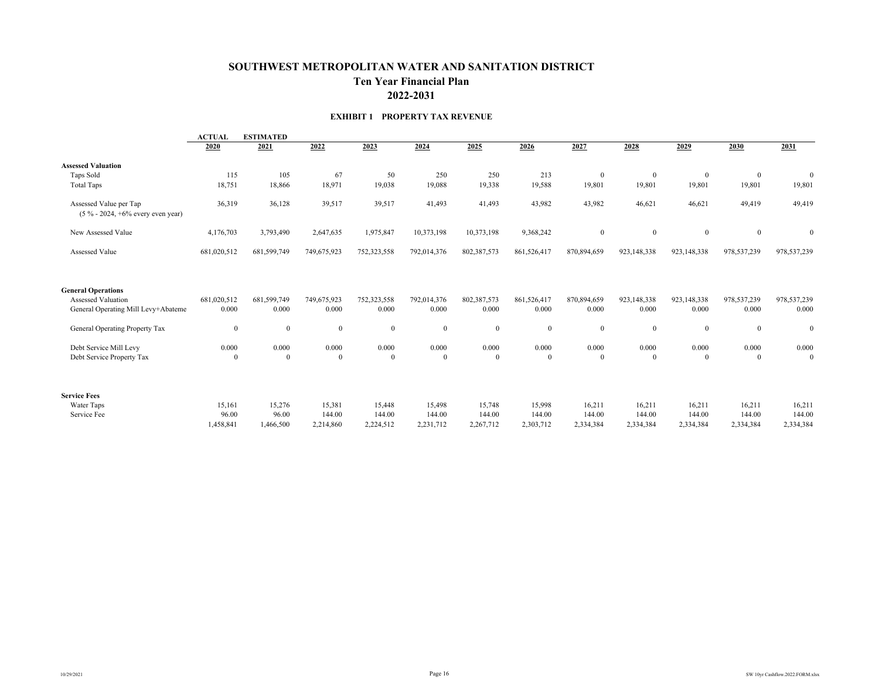# SOUTHWEST METROPOLITAN WATER AND SANITATION DISTRICT

## Ten Year Financial Plan

## 2022-2031

### EXHIBIT 1 PROPERTY TAX REVENUE

| | ACTUAL 2020 | ESTIMATED 2021 | 2022 | 2023 | 2024 | 2025 | 2026 | 2027 | 2028 | 2029 | 2030 | 2031 |
|---|---|---|---|---|---|---|---|---|---|---|---|---|
| **Assessed Valuation** | | | | | | | | | | | | |
| Taps Sold | 115 | 105 | 67 | 50 | 250 | 250 | 213 | 0 | 0 | 0 | 0 | 0 |
| Total Taps | 18,751 | 18,866 | 18,971 | 19,038 | 19,088 | 19,338 | 19,588 | 19,801 | 19,801 | 19,801 | 19,801 | 19,801 |
| Assessed Value per Tap (5 % - 2024, +6% every even year) | 36,319 | 36,128 | 39,517 | 39,517 | 41,493 | 41,493 | 43,982 | 43,982 | 46,621 | 46,621 | 49,419 | 49,419 |
| New Assessed Value | 4,176,703 | 3,793,490 | 2,647,635 | 1,975,847 | 10,373,198 | 10,373,198 | 9,368,242 | 0 | 0 | 0 | 0 | 0 |
| Assessed Value | 681,020,512 | 681,599,749 | 749,675,923 | 752,323,558 | 792,014,376 | 802,387,573 | 861,526,417 | 870,894,659 | 923,148,338 | 923,148,338 | 978,537,239 | 978,537,239 |
| **General Operations** | | | | | | | | | | | | |
| Assessed Valuation | 681,020,512 | 681,599,749 | 749,675,923 | 752,323,558 | 792,014,376 | 802,387,573 | 861,526,417 | 870,894,659 | 923,148,338 | 923,148,338 | 978,537,239 | 978,537,239 |
| General Operating Mill Levy+Abateme | 0.000 | 0.000 | 0.000 | 0.000 | 0.000 | 0.000 | 0.000 | 0.000 | 0.000 | 0.000 | 0.000 | 0.000 |
| General Operating Property Tax | 0 | 0 | 0 | 0 | 0 | 0 | 0 | 0 | 0 | 0 | 0 | 0 |
| Debt Service Mill Levy | 0.000 | 0.000 | 0.000 | 0.000 | 0.000 | 0.000 | 0.000 | 0.000 | 0.000 | 0.000 | 0.000 | 0.000 |
| Debt Service Property Tax | 0 | 0 | 0 | 0 | 0 | 0 | 0 | 0 | 0 | 0 | 0 | 0 |
| **Service Fees** | | | | | | | | | | | | |
| Water Taps | 15,161 | 15,276 | 15,381 | 15,448 | 15,498 | 15,748 | 15,998 | 16,211 | 16,211 | 16,211 | 16,211 | 16,211 |
| Service Fee | 96.00 | 96.00 | 144.00 | 144.00 | 144.00 | 144.00 | 144.00 | 144.00 | 144.00 | 144.00 | 144.00 | 144.00 |
| | 1,458,841 | 1,466,500 | 2,214,860 | 2,224,512 | 2,231,712 | 2,267,712 | 2,303,712 | 2,334,384 | 2,334,384 | 2,334,384 | 2,334,384 | 2,334,384 |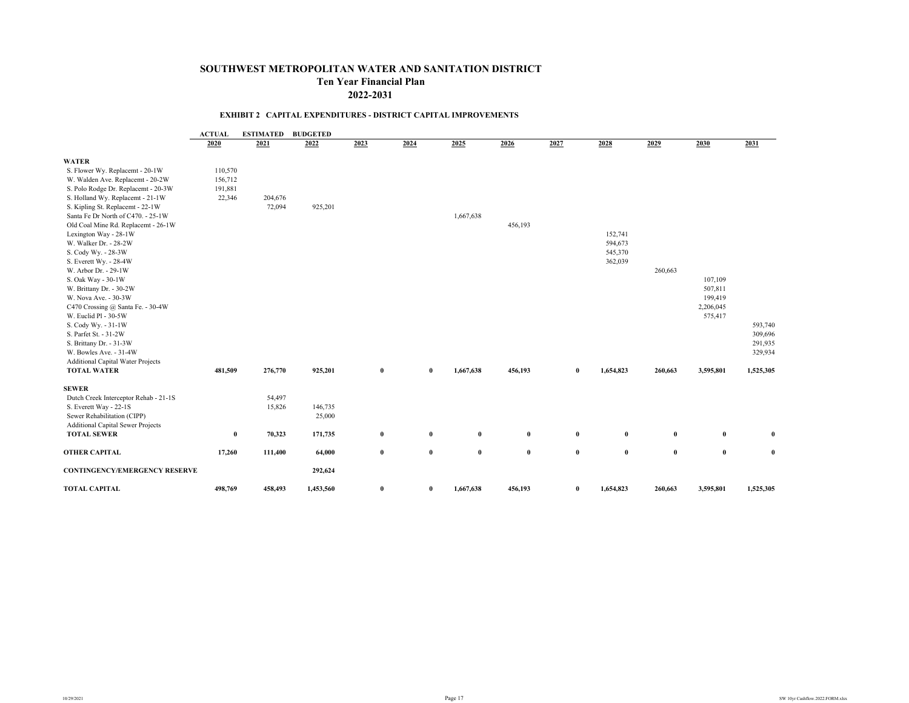# SOUTHWEST METROPOLITAN WATER AND SANITATION DISTRICT

## Ten Year Financial Plan

## 2022-2031

### EXHIBIT 2 CAPITAL EXPENDITURES - DISTRICT CAPITAL IMPROVEMENTS

| | ACTUAL 2020 | ESTIMATED 2021 | BUDGETED 2022 | 2023 | 2024 | 2025 | 2026 | 2027 | 2028 | 2029 | 2030 | 2031 |
|---|---|---|---|---|---|---|---|---|---|---|---|---|
| **WATER** | | | | | | | | | | | | |
| S. Flower Wy. Replacemt - 20-1W | 110,570 | | | | | | | | | | | |
| W. Walden Ave. Replacemt - 20-2W | 156,712 | | | | | | | | | | | |
| S. Polo Rodge Dr. Replacemt - 20-3W | 191,881 | | | | | | | | | | | |
| S. Holland Wy. Replacemt - 21-1W | 22,346 | 204,676 | | | | | | | | | | |
| S. Kipling St. Replacemt - 22-1W | | 72,094 | 925,201 | | | | | | | | | |
| Santa Fe Dr North of C470. - 25-1W | | | | | | 1,667,638 | | | | | | |
| Old Coal Mine Rd. Replacemt - 26-1W | | | | | | | 456,193 | | | | | |
| Lexington Way - 28-1W | | | | | | | | | 152,741 | | | |
| W. Walker Dr. - 28-2W | | | | | | | | | 594,673 | | | |
| S. Cody Wy. - 28-3W | | | | | | | | | 545,370 | | | |
| S. Everett Wy. - 28-4W | | | | | | | | | 362,039 | | | |
| W. Arbor Dr. - 29-1W | | | | | | | | | | 260,663 | | |
| S. Oak Way - 30-1W | | | | | | | | | | | 107,109 | |
| W. Brittany Dr. - 30-2W | | | | | | | | | | | 507,811 | |
| W. Nova Ave. - 30-3W | | | | | | | | | | | 199,419 | |
| C470 Crossing @ Santa Fe. - 30-4W | | | | | | | | | | | 2,206,045 | |
| W. Euclid Pl - 30-5W | | | | | | | | | | | 575,417 | |
| S. Cody Wy. - 31-1W | | | | | | | | | | | | 593,740 |
| S. Parfet St. - 31-2W | | | | | | | | | | | | 309,696 |
| S. Brittany Dr. - 31-3W | | | | | | | | | | | | 291,935 |
| W. Bowles Ave. - 31-4W | | | | | | | | | | | | 329,934 |
| Additional Capital Water Projects | | | | | | | | | | | | |
| **TOTAL WATER** | **481,509** | **276,770** | **925,201** | **0** | **0** | **1,667,638** | **456,193** | **0** | **1,654,823** | **260,663** | **3,595,801** | **1,525,305** |
| **SEWER** | | | | | | | | | | | | |
| Dutch Creek Interceptor Rehab - 21-1S | | 54,497 | | | | | | | | | | |
| S. Everett Way - 22-1S | | 15,826 | 146,735 | | | | | | | | | |
| Sewer Rehabilitation (CIPP) | | | 25,000 | | | | | | | | | |
| Additional Capital Sewer Projects | | | | | | | | | | | | |
| **TOTAL SEWER** | **0** | **70,323** | **171,735** | **0** | **0** | **0** | **0** | **0** | **0** | **0** | **0** | **0** |
| **OTHER CAPITAL** | **17,260** | **111,400** | **64,000** | **0** | **0** | **0** | **0** | **0** | **0** | **0** | **0** | **0** |
| **CONTINGENCY/EMERGENCY RESERVE** | | | **292,624** | | | | | | | | | |
| **TOTAL CAPITAL** | **498,769** | **458,493** | **1,453,560** | **0** | **0** | **1,667,638** | **456,193** | **0** | **1,654,823** | **260,663** | **3,595,801** | **1,525,305** |

10/29/2021

SW 10yr Cashflow.2022.FORM.xlsx